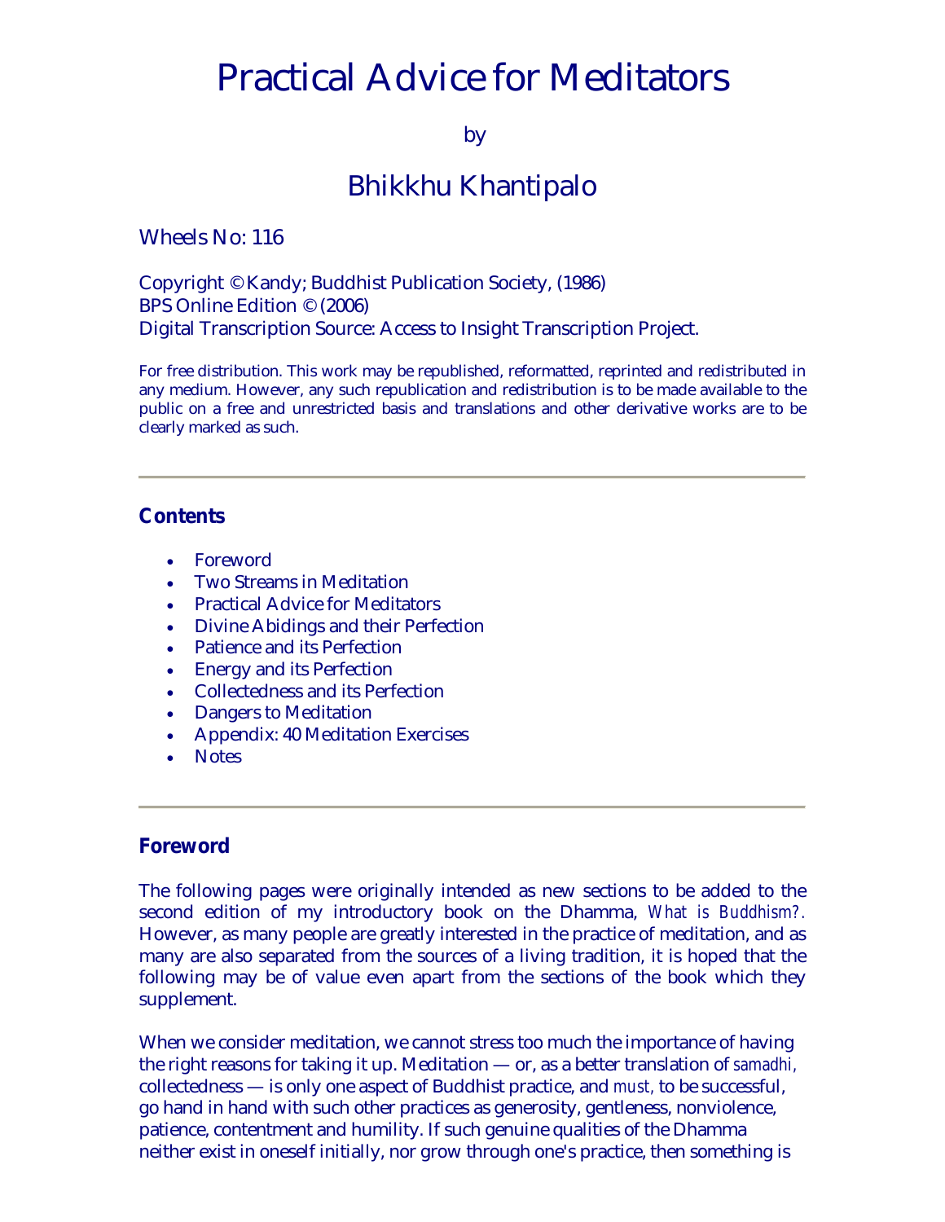# Practical Advice for Meditators

by

## Bhikkhu Khantipalo

Wheels No: 116

Copyright © Kandy; Buddhist Publication Society, (1986)
BPS Online Edition © (2006)
Digital Transcription Source: Access to Insight Transcription Project.

For free distribution. This work may be republished, reformatted, reprinted and redistributed in any medium. However, any such republication and redistribution is to be made available to the public on a free and unrestricted basis and translations and other derivative works are to be clearly marked as such.

---

### Contents

- Foreword
- Two Streams in Meditation
- Practical Advice for Meditators
- Divine Abidings and their Perfection
- Patience and its Perfection
- Energy and its Perfection
- Collectedness and its Perfection
- Dangers to Meditation
- Appendix: 40 Meditation Exercises
- Notes

---

### Foreword

The following pages were originally intended as new sections to be added to the second edition of my introductory book on the Dhamma, *What is Buddhism?*. However, as many people are greatly interested in the practice of meditation, and as many are also separated from the sources of a living tradition, it is hoped that the following may be of value even apart from the sections of the book which they supplement.

When we consider meditation, we cannot stress too much the importance of having the right reasons for taking it up. Meditation — or, as a better translation of *samadhi,* collectedness — is only one aspect of Buddhist practice, and *must,* to be successful, go hand in hand with such other practices as generosity, gentleness, nonviolence, patience, contentment and humility. If such genuine qualities of the Dhamma neither exist in oneself initially, nor grow through one's practice, then something is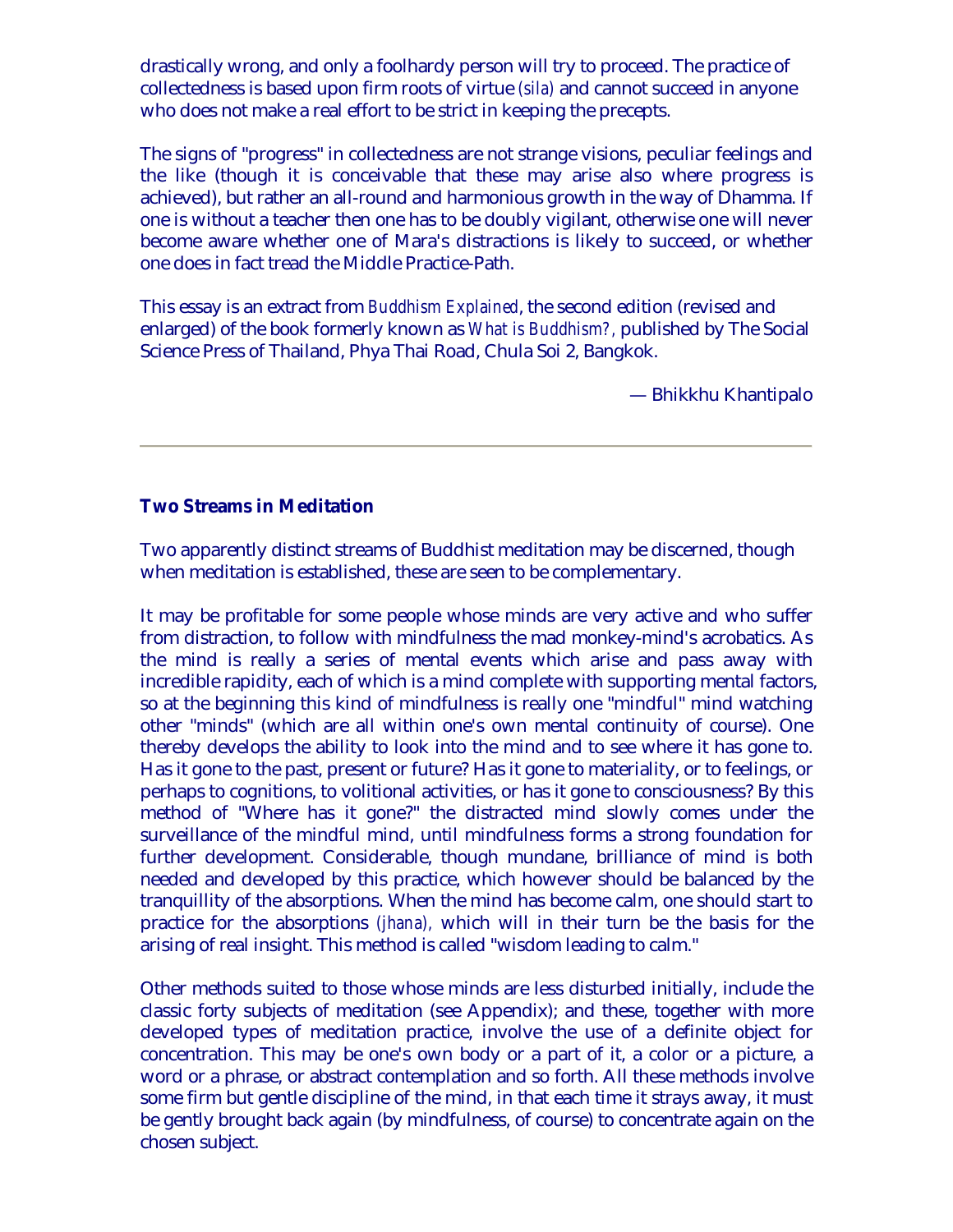drastically wrong, and only a foolhardy person will try to proceed. The practice of collectedness is based upon firm roots of virtue *(sila)* and cannot succeed in anyone who does not make a real effort to be strict in keeping the precepts.

The signs of "progress" in collectedness are not strange visions, peculiar feelings and the like (though it is conceivable that these may arise also where progress is achieved), but rather an all-round and harmonious growth in the way of Dhamma. If one is without a teacher then one has to be doubly vigilant, otherwise one will never become aware whether one of Mara's distractions is likely to succeed, or whether one does in fact tread the Middle Practice-Path.

This essay is an extract from *Buddhism Explained*, the second edition (revised and enlarged) of the book formerly known as *What is Buddhism?,* published by The Social Science Press of Thailand, Phya Thai Road, Chula Soi 2, Bangkok.

— Bhikkhu Khantipalo

---

### Two Streams in Meditation

Two apparently distinct streams of Buddhist meditation may be discerned, though when meditation is established, these are seen to be complementary.

It may be profitable for some people whose minds are very active and who suffer from distraction, to follow with mindfulness the mad monkey-mind's acrobatics. As the mind is really a series of mental events which arise and pass away with incredible rapidity, each of which is a mind complete with supporting mental factors, so at the beginning this kind of mindfulness is really one "mindful" mind watching other "minds" (which are all within one's own mental continuity of course). One thereby develops the ability to look into the mind and to see where it has gone to. Has it gone to the past, present or future? Has it gone to materiality, or to feelings, or perhaps to cognitions, to volitional activities, or has it gone to consciousness? By this method of "Where has it gone?" the distracted mind slowly comes under the surveillance of the mindful mind, until mindfulness forms a strong foundation for further development. Considerable, though mundane, brilliance of mind is both needed and developed by this practice, which however should be balanced by the tranquillity of the absorptions. When the mind has become calm, one should start to practice for the absorptions *(jhana),* which will in their turn be the basis for the arising of real insight. This method is called "wisdom leading to calm."

Other methods suited to those whose minds are less disturbed initially, include the classic forty subjects of meditation (see Appendix); and these, together with more developed types of meditation practice, involve the use of a definite object for concentration. This may be one's own body or a part of it, a color or a picture, a word or a phrase, or abstract contemplation and so forth. All these methods involve some firm but gentle discipline of the mind, in that each time it strays away, it must be gently brought back again (by mindfulness, of course) to concentrate again on the chosen subject.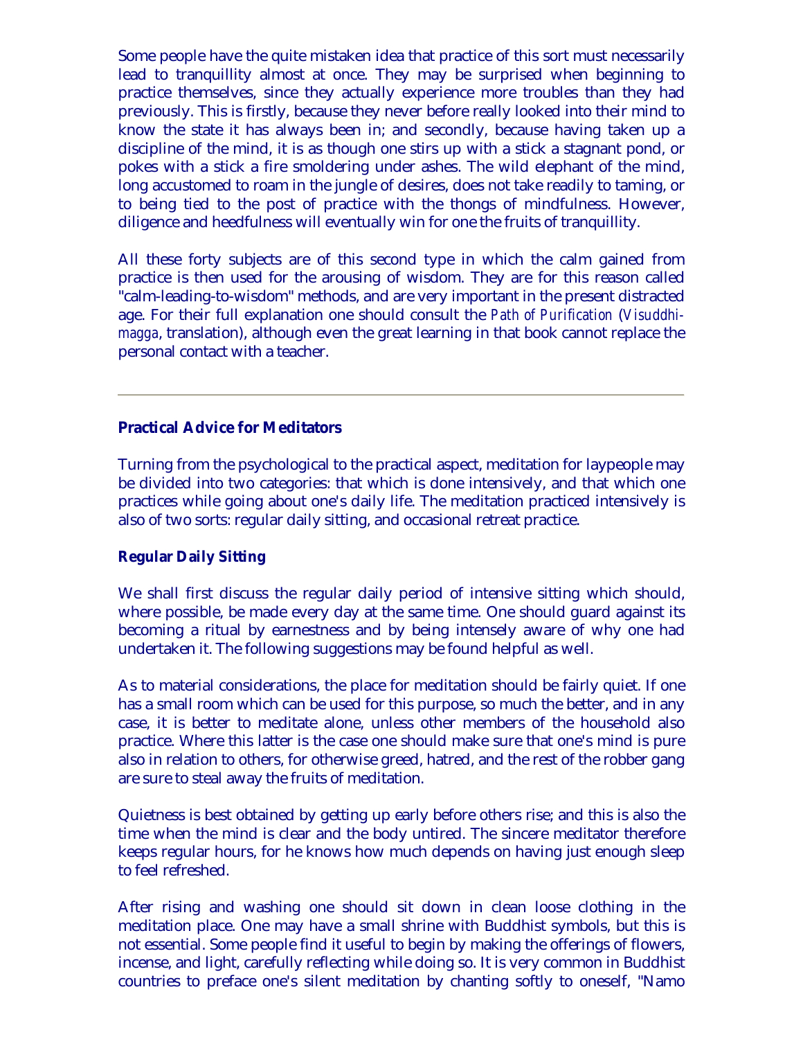Some people have the quite mistaken idea that practice of this sort must necessarily lead to tranquillity almost at once. They may be surprised when beginning to practice themselves, since they actually experience more troubles than they had previously. This is firstly, because they never before really looked into their mind to know the state it has always been in; and secondly, because having taken up a discipline of the mind, it is as though one stirs up with a stick a stagnant pond, or pokes with a stick a fire smoldering under ashes. The wild elephant of the mind, long accustomed to roam in the jungle of desires, does not take readily to taming, or to being tied to the post of practice with the thongs of mindfulness. However, diligence and heedfulness will eventually win for one the fruits of tranquillity.

All these forty subjects are of this second type in which the calm gained from practice is then used for the arousing of wisdom. They are for this reason called "calm-leading-to-wisdom" methods, and are very important in the present distracted age. For their full explanation one should consult the *Path of Purification* (*Visuddhimagga*, translation), although even the great learning in that book cannot replace the personal contact with a teacher.

---

## Practical Advice for Meditators

Turning from the psychological to the practical aspect, meditation for laypeople may be divided into two categories: that which is done intensively, and that which one practices while going about one's daily life. The meditation practiced intensively is also of two sorts: regular daily sitting, and occasional retreat practice.

### Regular Daily Sitting

We shall first discuss the regular daily period of intensive sitting which should, where possible, be made every day at the same time. One should guard against its becoming a ritual by earnestness and by being intensely aware of why one had undertaken it. The following suggestions may be found helpful as well.

As to material considerations, the place for meditation should be fairly quiet. If one has a small room which can be used for this purpose, so much the better, and in any case, it is better to meditate alone, unless other members of the household also practice. Where this latter is the case one should make sure that one's mind is pure also in relation to others, for otherwise greed, hatred, and the rest of the robber gang are sure to steal away the fruits of meditation.

Quietness is best obtained by getting up early before others rise; and this is also the time when the mind is clear and the body untired. The sincere meditator therefore keeps regular hours, for he knows how much depends on having just enough sleep to feel refreshed.

After rising and washing one should sit down in clean loose clothing in the meditation place. One may have a small shrine with Buddhist symbols, but this is not essential. Some people find it useful to begin by making the offerings of flowers, incense, and light, carefully reflecting while doing so. It is very common in Buddhist countries to preface one's silent meditation by chanting softly to oneself, "Namo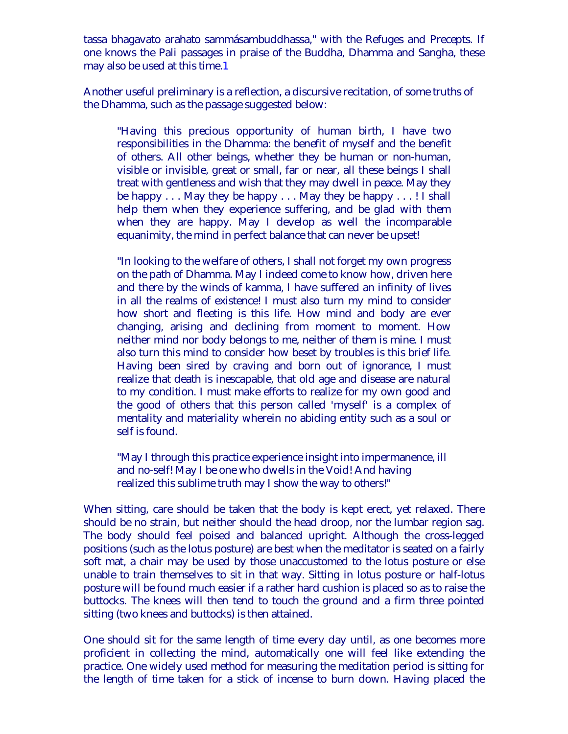tassa bhagavato arahato sammásambuddhassa," with the Refuges and Precepts. If one knows the Pali passages in praise of the Buddha, Dhamma and Sangha, these may also be used at this time.1

Another useful preliminary is a reflection, a discursive recitation, of some truths of the Dhamma, such as the passage suggested below:

> "Having this precious opportunity of human birth, I have two responsibilities in the Dhamma: the benefit of myself and the benefit of others. All other beings, whether they be human or non-human, visible or invisible, great or small, far or near, all these beings I shall treat with gentleness and wish that they may dwell in peace. May they be happy . . . May they be happy . . . May they be happy . . . ! I shall help them when they experience suffering, and be glad with them when they are happy. May I develop as well the incomparable equanimity, the mind in perfect balance that can never be upset!
>
> "In looking to the welfare of others, I shall not forget my own progress on the path of Dhamma. May I indeed come to know how, driven here and there by the winds of kamma, I have suffered an infinity of lives in all the realms of existence! I must also turn my mind to consider how short and fleeting is this life. How mind and body are ever changing, arising and declining from moment to moment. How neither mind nor body belongs to me, neither of them is mine. I must also turn this mind to consider how beset by troubles is this brief life. Having been sired by craving and born out of ignorance, I must realize that death is inescapable, that old age and disease are natural to my condition. I must make efforts to realize for my own good and the good of others that this person called 'myself' is a complex of mentality and materiality wherein no abiding entity such as a soul or self is found.
>
> "May I through this practice experience insight into impermanence, ill and no-self! May I be one who dwells in the Void! And having realized this sublime truth may I show the way to others!"

When sitting, care should be taken that the body is kept erect, yet relaxed. There should be no strain, but neither should the head droop, nor the lumbar region sag. The body should feel poised and balanced upright. Although the cross-legged positions (such as the lotus posture) are best when the meditator is seated on a fairly soft mat, a chair may be used by those unaccustomed to the lotus posture or else unable to train themselves to sit in that way. Sitting in lotus posture or half-lotus posture will be found much easier if a rather hard cushion is placed so as to raise the buttocks. The knees will then tend to touch the ground and a firm three pointed sitting (two knees and buttocks) is then attained.

One should sit for the same length of time every day until, as one becomes more proficient in collecting the mind, automatically one will feel like extending the practice. One widely used method for measuring the meditation period is sitting for the length of time taken for a stick of incense to burn down. Having placed the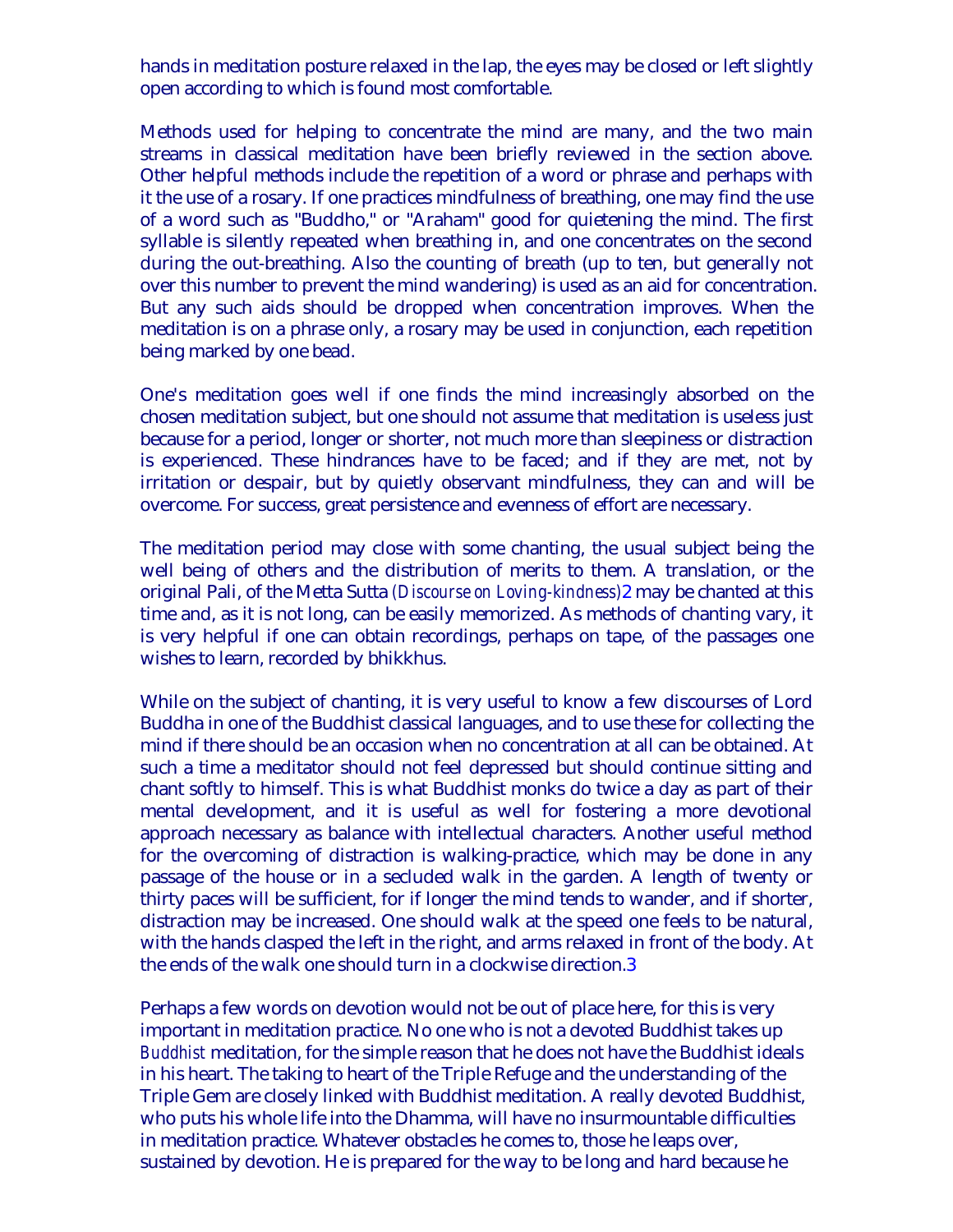hands in meditation posture relaxed in the lap, the eyes may be closed or left slightly open according to which is found most comfortable.

Methods used for helping to concentrate the mind are many, and the two main streams in classical meditation have been briefly reviewed in the section above. Other helpful methods include the repetition of a word or phrase and perhaps with it the use of a rosary. If one practices mindfulness of breathing, one may find the use of a word such as "Buddho," or "Araham" good for quietening the mind. The first syllable is silently repeated when breathing in, and one concentrates on the second during the out-breathing. Also the counting of breath (up to ten, but generally not over this number to prevent the mind wandering) is used as an aid for concentration. But any such aids should be dropped when concentration improves. When the meditation is on a phrase only, a rosary may be used in conjunction, each repetition being marked by one bead.

One's meditation goes well if one finds the mind increasingly absorbed on the chosen meditation subject, but one should not assume that meditation is useless just because for a period, longer or shorter, not much more than sleepiness or distraction is experienced. These hindrances have to be faced; and if they are met, not by irritation or despair, but by quietly observant mindfulness, they can and will be overcome. For success, great persistence and evenness of effort are necessary.

The meditation period may close with some chanting, the usual subject being the well being of others and the distribution of merits to them. A translation, or the original Pali, of the Metta Sutta *(Discourse on Loving-kindness)*2 may be chanted at this time and, as it is not long, can be easily memorized. As methods of chanting vary, it is very helpful if one can obtain recordings, perhaps on tape, of the passages one wishes to learn, recorded by bhikkhus.

While on the subject of chanting, it is very useful to know a few discourses of Lord Buddha in one of the Buddhist classical languages, and to use these for collecting the mind if there should be an occasion when no concentration at all can be obtained. At such a time a meditator should not feel depressed but should continue sitting and chant softly to himself. This is what Buddhist monks do twice a day as part of their mental development, and it is useful as well for fostering a more devotional approach necessary as balance with intellectual characters. Another useful method for the overcoming of distraction is walking-practice, which may be done in any passage of the house or in a secluded walk in the garden. A length of twenty or thirty paces will be sufficient, for if longer the mind tends to wander, and if shorter, distraction may be increased. One should walk at the speed one feels to be natural, with the hands clasped the left in the right, and arms relaxed in front of the body. At the ends of the walk one should turn in a clockwise direction.3

Perhaps a few words on devotion would not be out of place here, for this is very important in meditation practice. No one who is not a devoted Buddhist takes up *Buddhist* meditation, for the simple reason that he does not have the Buddhist ideals in his heart. The taking to heart of the Triple Refuge and the understanding of the Triple Gem are closely linked with Buddhist meditation. A really devoted Buddhist, who puts his whole life into the Dhamma, will have no insurmountable difficulties in meditation practice. Whatever obstacles he comes to, those he leaps over, sustained by devotion. He is prepared for the way to be long and hard because he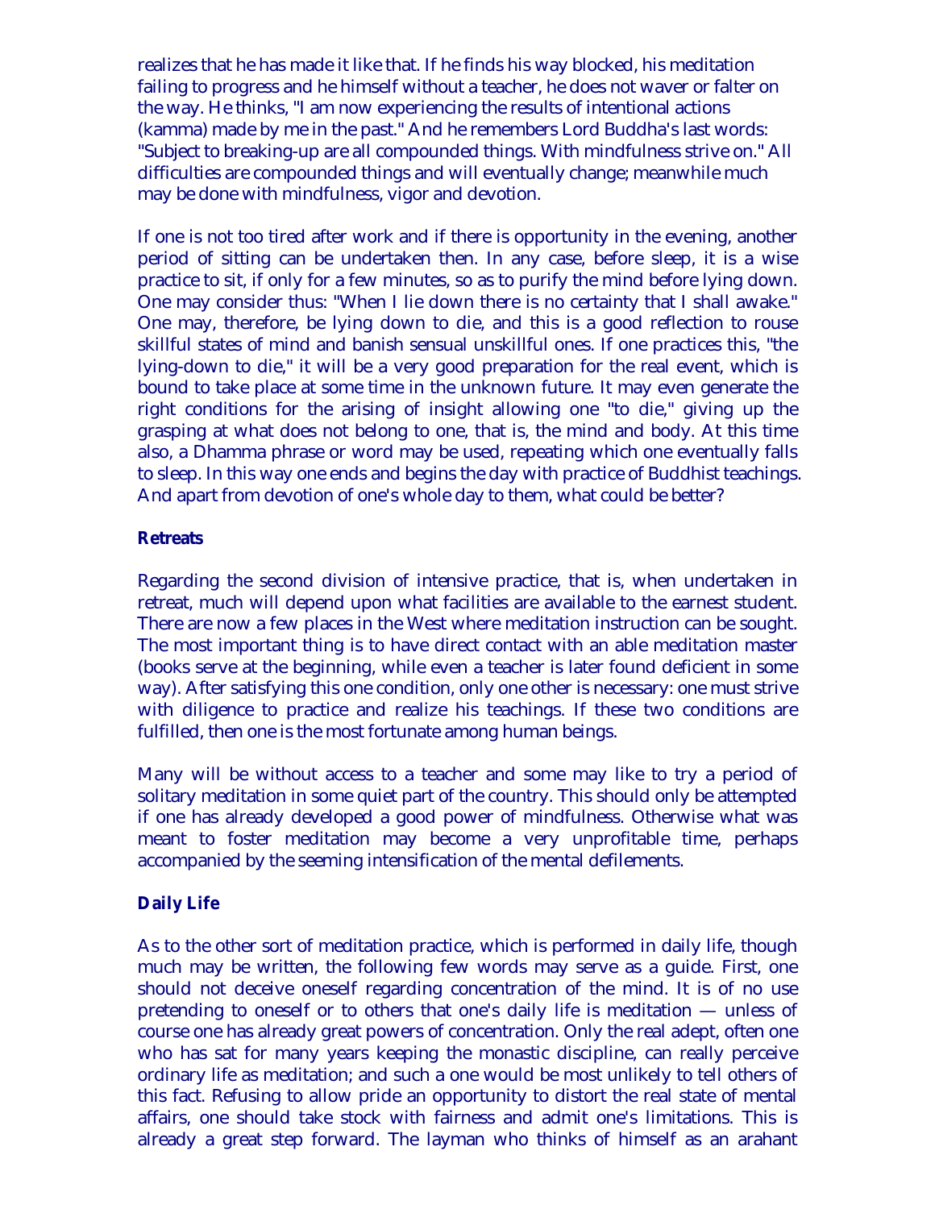realizes that he has made it like that. If he finds his way blocked, his meditation failing to progress and he himself without a teacher, he does not waver or falter on the way. He thinks, "I am now experiencing the results of intentional actions (kamma) made by me in the past." And he remembers Lord Buddha's last words: "Subject to breaking-up are all compounded things. With mindfulness strive on." All difficulties are compounded things and will eventually change; meanwhile much may be done with mindfulness, vigor and devotion.

If one is not too tired after work and if there is opportunity in the evening, another period of sitting can be undertaken then. In any case, before sleep, it is a wise practice to sit, if only for a few minutes, so as to purify the mind before lying down. One may consider thus: "When I lie down there is no certainty that I shall awake." One may, therefore, be lying down to die, and this is a good reflection to rouse skillful states of mind and banish sensual unskillful ones. If one practices this, "the lying-down to die," it will be a very good preparation for the real event, which is bound to take place at some time in the unknown future. It may even generate the right conditions for the arising of insight allowing one "to die," giving up the grasping at what does not belong to one, that is, the mind and body. At this time also, a Dhamma phrase or word may be used, repeating which one eventually falls to sleep. In this way one ends and begins the day with practice of Buddhist teachings. And apart from devotion of one's whole day to them, what could be better?

**Retreats**

Regarding the second division of intensive practice, that is, when undertaken in retreat, much will depend upon what facilities are available to the earnest student. There are now a few places in the West where meditation instruction can be sought. The most important thing is to have direct contact with an able meditation master (books serve at the beginning, while even a teacher is later found deficient in some way). After satisfying this one condition, only one other is necessary: one must strive with diligence to practice and realize his teachings. If these two conditions are fulfilled, then one is the most fortunate among human beings.

Many will be without access to a teacher and some may like to try a period of solitary meditation in some quiet part of the country. This should only be attempted if one has already developed a good power of mindfulness. Otherwise what was meant to foster meditation may become a very unprofitable time, perhaps accompanied by the seeming intensification of the mental defilements.

**Daily Life**

As to the other sort of meditation practice, which is performed in daily life, though much may be written, the following few words may serve as a guide. First, one should not deceive oneself regarding concentration of the mind. It is of no use pretending to oneself or to others that one's daily life is meditation — unless of course one has already great powers of concentration. Only the real adept, often one who has sat for many years keeping the monastic discipline, can really perceive ordinary life as meditation; and such a one would be most unlikely to tell others of this fact. Refusing to allow pride an opportunity to distort the real state of mental affairs, one should take stock with fairness and admit one's limitations. This is already a great step forward. The layman who thinks of himself as an arahant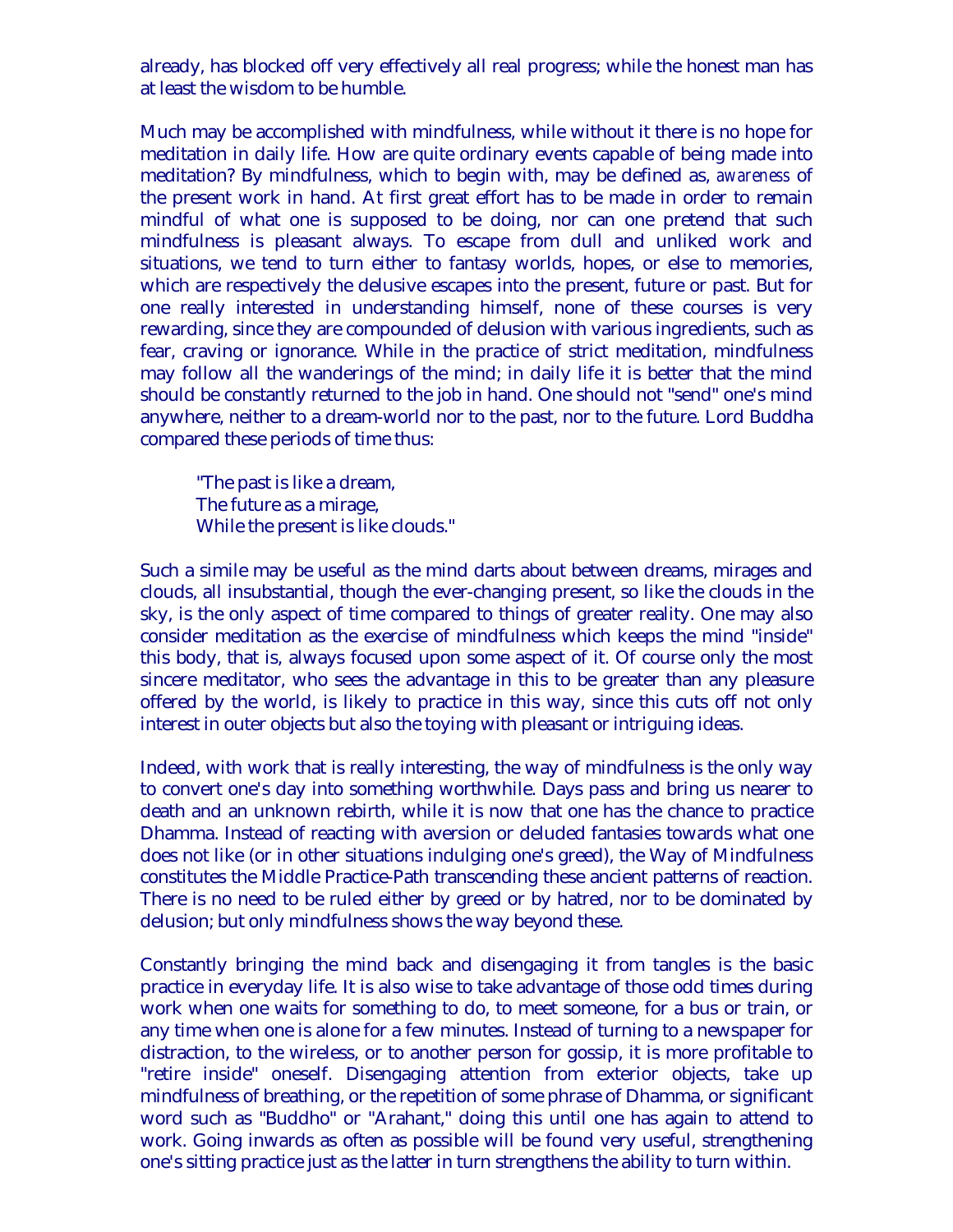already, has blocked off very effectively all real progress; while the honest man has at least the wisdom to be humble.

Much may be accomplished with mindfulness, while without it there is no hope for meditation in daily life. How are quite ordinary events capable of being made into meditation? By mindfulness, which to begin with, may be defined as, *awareness* of the present work in hand. At first great effort has to be made in order to remain mindful of what one is supposed to be doing, nor can one pretend that such mindfulness is pleasant always. To escape from dull and unliked work and situations, we tend to turn either to fantasy worlds, hopes, or else to memories, which are respectively the delusive escapes into the present, future or past. But for one really interested in understanding himself, none of these courses is very rewarding, since they are compounded of delusion with various ingredients, such as fear, craving or ignorance. While in the practice of strict meditation, mindfulness may follow all the wanderings of the mind; in daily life it is better that the mind should be constantly returned to the job in hand. One should not "send" one's mind anywhere, neither to a dream-world nor to the past, nor to the future. Lord Buddha compared these periods of time thus:

> "The past is like a dream,
> The future as a mirage,
> While the present is like clouds."

Such a simile may be useful as the mind darts about between dreams, mirages and clouds, all insubstantial, though the ever-changing present, so like the clouds in the sky, is the only aspect of time compared to things of greater reality. One may also consider meditation as the exercise of mindfulness which keeps the mind "inside" this body, that is, always focused upon some aspect of it. Of course only the most sincere meditator, who sees the advantage in this to be greater than any pleasure offered by the world, is likely to practice in this way, since this cuts off not only interest in outer objects but also the toying with pleasant or intriguing ideas.

Indeed, with work that is really interesting, the way of mindfulness is the only way to convert one's day into something worthwhile. Days pass and bring us nearer to death and an unknown rebirth, while it is now that one has the chance to practice Dhamma. Instead of reacting with aversion or deluded fantasies towards what one does not like (or in other situations indulging one's greed), the Way of Mindfulness constitutes the Middle Practice-Path transcending these ancient patterns of reaction. There is no need to be ruled either by greed or by hatred, nor to be dominated by delusion; but only mindfulness shows the way beyond these.

Constantly bringing the mind back and disengaging it from tangles is the basic practice in everyday life. It is also wise to take advantage of those odd times during work when one waits for something to do, to meet someone, for a bus or train, or any time when one is alone for a few minutes. Instead of turning to a newspaper for distraction, to the wireless, or to another person for gossip, it is more profitable to "retire inside" oneself. Disengaging attention from exterior objects, take up mindfulness of breathing, or the repetition of some phrase of Dhamma, or significant word such as "Buddho" or "Arahant," doing this until one has again to attend to work. Going inwards as often as possible will be found very useful, strengthening one's sitting practice just as the latter in turn strengthens the ability to turn within.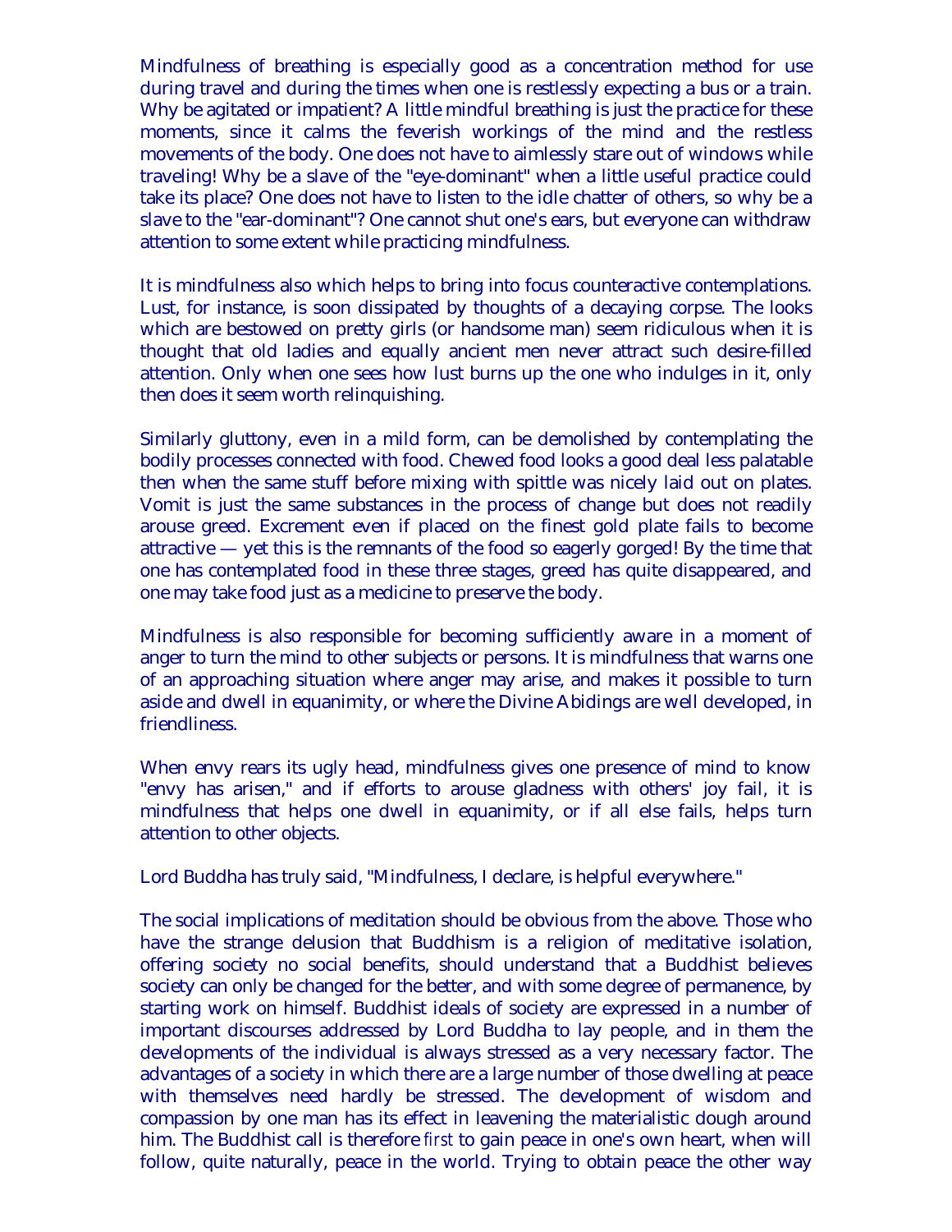Mindfulness of breathing is especially good as a concentration method for use during travel and during the times when one is restlessly expecting a bus or a train. Why be agitated or impatient? A little mindful breathing is just the practice for these moments, since it calms the feverish workings of the mind and the restless movements of the body. One does not have to aimlessly stare out of windows while traveling! Why be a slave of the "eye-dominant" when a little useful practice could take its place? One does not have to listen to the idle chatter of others, so why be a slave to the "ear-dominant"? One cannot shut one's ears, but everyone can withdraw attention to some extent while practicing mindfulness.

It is mindfulness also which helps to bring into focus counteractive contemplations. Lust, for instance, is soon dissipated by thoughts of a decaying corpse. The looks which are bestowed on pretty girls (or handsome man) seem ridiculous when it is thought that old ladies and equally ancient men never attract such desire-filled attention. Only when one sees how lust burns up the one who indulges in it, only then does it seem worth relinquishing.

Similarly gluttony, even in a mild form, can be demolished by contemplating the bodily processes connected with food. Chewed food looks a good deal less palatable then when the same stuff before mixing with spittle was nicely laid out on plates. Vomit is just the same substances in the process of change but does not readily arouse greed. Excrement even if placed on the finest gold plate fails to become attractive — yet this is the remnants of the food so eagerly gorged! By the time that one has contemplated food in these three stages, greed has quite disappeared, and one may take food just as a medicine to preserve the body.

Mindfulness is also responsible for becoming sufficiently aware in a moment of anger to turn the mind to other subjects or persons. It is mindfulness that warns one of an approaching situation where anger may arise, and makes it possible to turn aside and dwell in equanimity, or where the Divine Abidings are well developed, in friendliness.

When envy rears its ugly head, mindfulness gives one presence of mind to know "envy has arisen," and if efforts to arouse gladness with others' joy fail, it is mindfulness that helps one dwell in equanimity, or if all else fails, helps turn attention to other objects.

Lord Buddha has truly said, "Mindfulness, I declare, is helpful everywhere."

The social implications of meditation should be obvious from the above. Those who have the strange delusion that Buddhism is a religion of meditative isolation, offering society no social benefits, should understand that a Buddhist believes society can only be changed for the better, and with some degree of permanence, by starting work on himself. Buddhist ideals of society are expressed in a number of important discourses addressed by Lord Buddha to lay people, and in them the developments of the individual is always stressed as a very necessary factor. The advantages of a society in which there are a large number of those dwelling at peace with themselves need hardly be stressed. The development of wisdom and compassion by one man has its effect in leavening the materialistic dough around him. The Buddhist call is therefore *first* to gain peace in one's own heart, when will follow, quite naturally, peace in the world. Trying to obtain peace the other way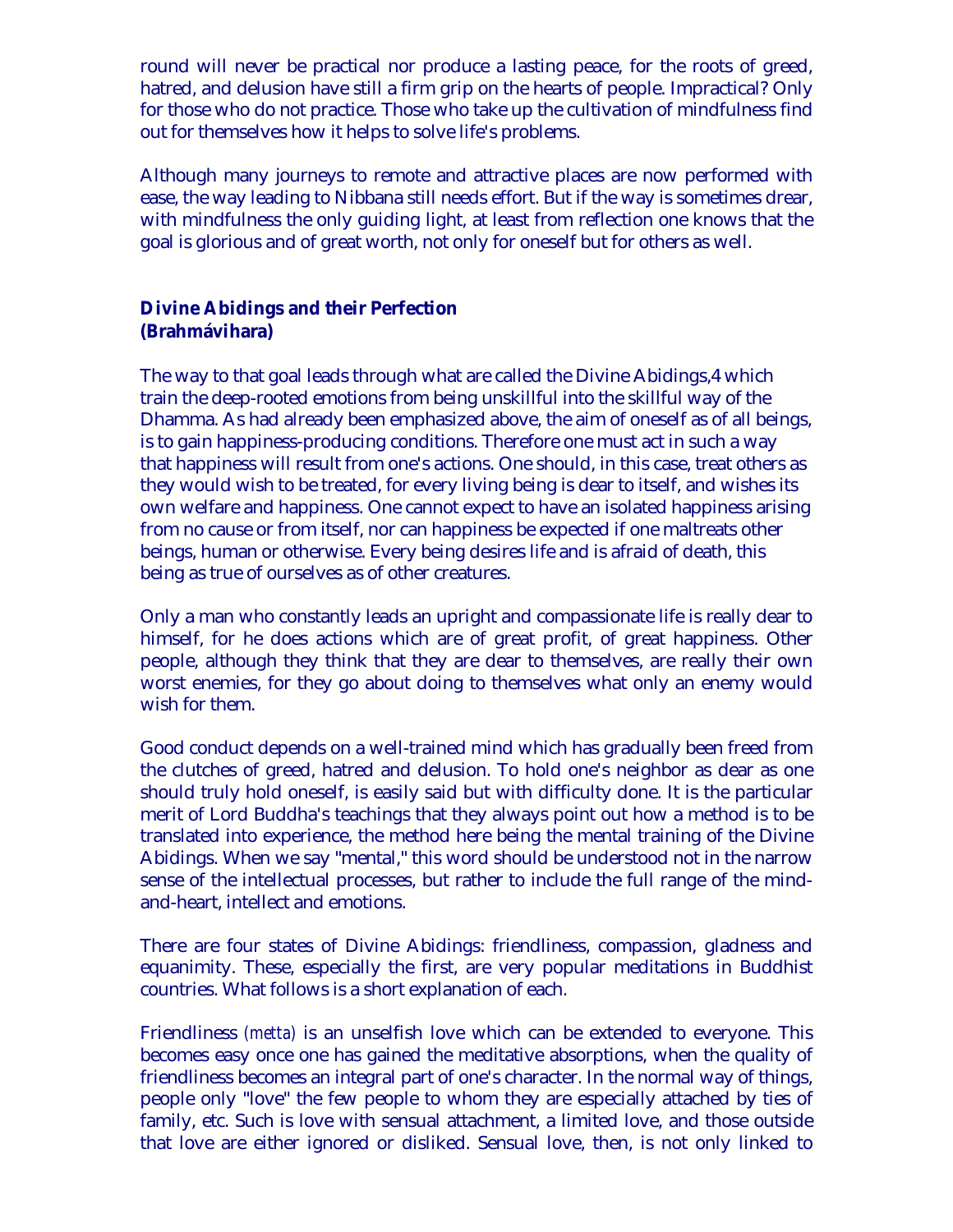round will never be practical nor produce a lasting peace, for the roots of greed, hatred, and delusion have still a firm grip on the hearts of people. Impractical? Only for those who do not practice. Those who take up the cultivation of mindfulness find out for themselves how it helps to solve life's problems.

Although many journeys to remote and attractive places are now performed with ease, the way leading to Nibbana still needs effort. But if the way is sometimes drear, with mindfulness the only guiding light, at least from reflection one knows that the goal is glorious and of great worth, not only for oneself but for others as well.

### Divine Abidings and their Perfection (Brahmávihara)

The way to that goal leads through what are called the Divine Abidings,4 which train the deep-rooted emotions from being unskillful into the skillful way of the Dhamma. As had already been emphasized above, the aim of oneself as of all beings, is to gain happiness-producing conditions. Therefore one must act in such a way that happiness will result from one's actions. One should, in this case, treat others as they would wish to be treated, for every living being is dear to itself, and wishes its own welfare and happiness. One cannot expect to have an isolated happiness arising from no cause or from itself, nor can happiness be expected if one maltreats other beings, human or otherwise. Every being desires life and is afraid of death, this being as true of ourselves as of other creatures.

Only a man who constantly leads an upright and compassionate life is really dear to himself, for he does actions which are of great profit, of great happiness. Other people, although they think that they are dear to themselves, are really their own worst enemies, for they go about doing to themselves what only an enemy would wish for them.

Good conduct depends on a well-trained mind which has gradually been freed from the clutches of greed, hatred and delusion. To hold one's neighbor as dear as one should truly hold oneself, is easily said but with difficulty done. It is the particular merit of Lord Buddha's teachings that they always point out how a method is to be translated into experience, the method here being the mental training of the Divine Abidings. When we say "mental," this word should be understood not in the narrow sense of the intellectual processes, but rather to include the full range of the mind-and-heart, intellect and emotions.

There are four states of Divine Abidings: friendliness, compassion, gladness and equanimity. These, especially the first, are very popular meditations in Buddhist countries. What follows is a short explanation of each.

Friendliness *(metta)* is an unselfish love which can be extended to everyone. This becomes easy once one has gained the meditative absorptions, when the quality of friendliness becomes an integral part of one's character. In the normal way of things, people only "love" the few people to whom they are especially attached by ties of family, etc. Such is love with sensual attachment, a limited love, and those outside that love are either ignored or disliked. Sensual love, then, is not only linked to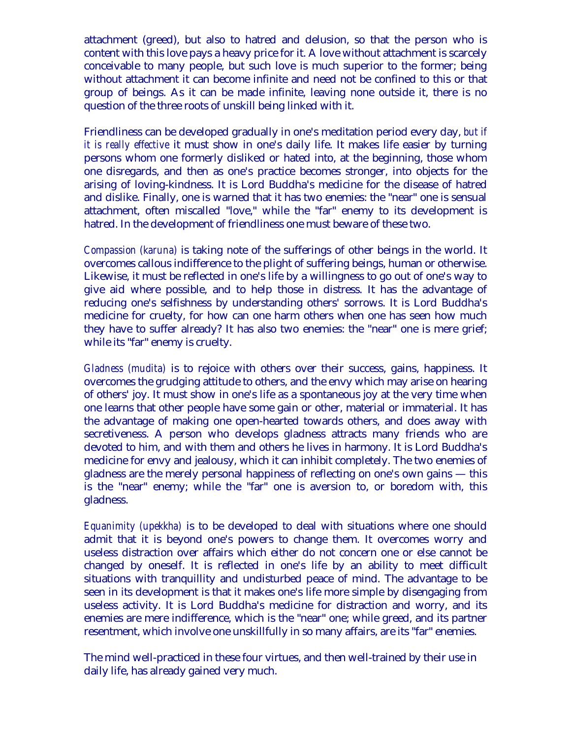attachment (greed), but also to hatred and delusion, so that the person who is content with this love pays a heavy price for it. A love without attachment is scarcely conceivable to many people, but such love is much superior to the former; being without attachment it can become infinite and need not be confined to this or that group of beings. As it can be made infinite, leaving none outside it, there is no question of the three roots of unskill being linked with it.

Friendliness can be developed gradually in one's meditation period every day, *but if it is really effective* it must show in one's daily life. It makes life easier by turning persons whom one formerly disliked or hated into, at the beginning, those whom one disregards, and then as one's practice becomes stronger, into objects for the arising of loving-kindness. It is Lord Buddha's medicine for the disease of hatred and dislike. Finally, one is warned that it has two enemies: the "near" one is sensual attachment, often miscalled "love," while the "far" enemy to its development is hatred. In the development of friendliness one must beware of these two.

*Compassion (karuna)* is taking note of the sufferings of other beings in the world. It overcomes callous indifference to the plight of suffering beings, human or otherwise. Likewise, it must be reflected in one's life by a willingness to go out of one's way to give aid where possible, and to help those in distress. It has the advantage of reducing one's selfishness by understanding others' sorrows. It is Lord Buddha's medicine for cruelty, for how can one harm others when one has seen how much they have to suffer already? It has also two enemies: the "near" one is mere grief; while its "far" enemy is cruelty.

*Gladness (mudita)* is to rejoice with others over their success, gains, happiness. It overcomes the grudging attitude to others, and the envy which may arise on hearing of others' joy. It must show in one's life as a spontaneous joy at the very time when one learns that other people have some gain or other, material or immaterial. It has the advantage of making one open-hearted towards others, and does away with secretiveness. A person who develops gladness attracts many friends who are devoted to him, and with them and others he lives in harmony. It is Lord Buddha's medicine for envy and jealousy, which it can inhibit completely. The two enemies of gladness are the merely personal happiness of reflecting on one's own gains — this is the "near" enemy; while the "far" one is aversion to, or boredom with, this gladness.

*Equanimity (upekkha)* is to be developed to deal with situations where one should admit that it is beyond one's powers to change them. It overcomes worry and useless distraction over affairs which either do not concern one or else cannot be changed by oneself. It is reflected in one's life by an ability to meet difficult situations with tranquillity and undisturbed peace of mind. The advantage to be seen in its development is that it makes one's life more simple by disengaging from useless activity. It is Lord Buddha's medicine for distraction and worry, and its enemies are mere indifference, which is the "near" one; while greed, and its partner resentment, which involve one unskillfully in so many affairs, are its "far" enemies.

The mind well-practiced in these four virtues, and then well-trained by their use in daily life, has already gained very much.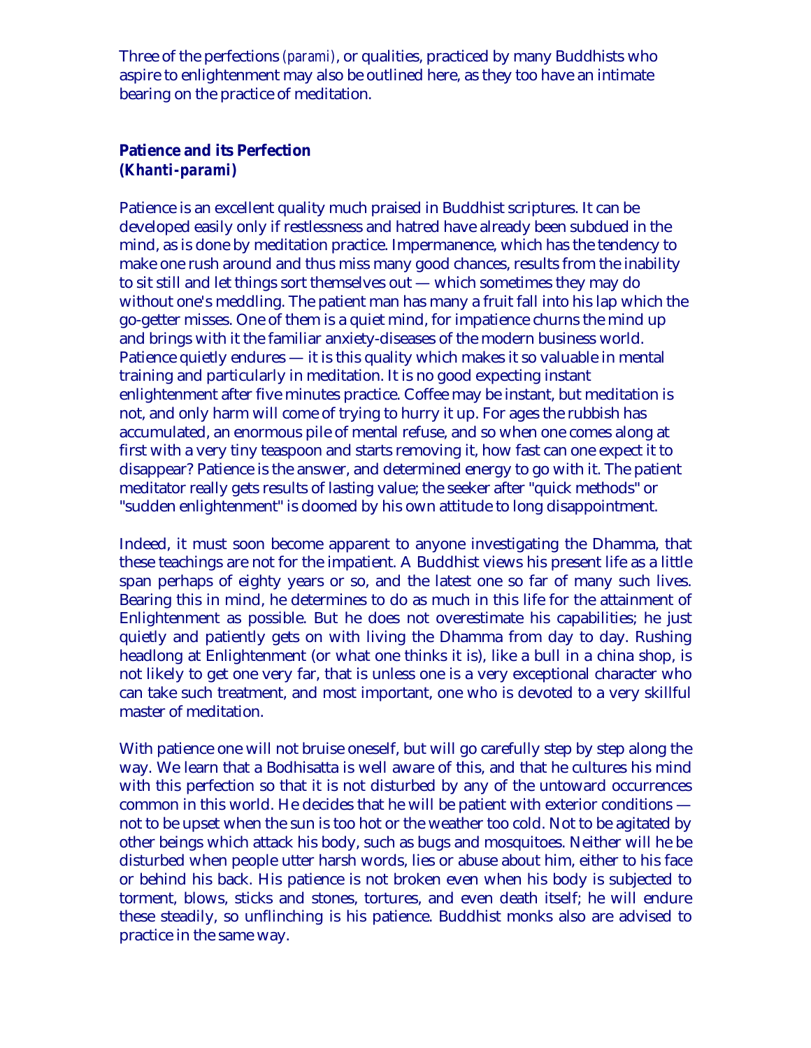Three of the perfections *(parami)*, or qualities, practiced by many Buddhists who aspire to enlightenment may also be outlined here, as they too have an intimate bearing on the practice of meditation.

### Patience and its Perfection
### *(Khanti-parami)*

Patience is an excellent quality much praised in Buddhist scriptures. It can be developed easily only if restlessness and hatred have already been subdued in the mind, as is done by meditation practice. Impermanence, which has the tendency to make one rush around and thus miss many good chances, results from the inability to sit still and let things sort themselves out — which sometimes they may do without one's meddling. The patient man has many a fruit fall into his lap which the go-getter misses. One of them is a quiet mind, for impatience churns the mind up and brings with it the familiar anxiety-diseases of the modern business world. Patience quietly endures — it is this quality which makes it so valuable in mental training and particularly in meditation. It is no good expecting instant enlightenment after five minutes practice. Coffee may be instant, but meditation is not, and only harm will come of trying to hurry it up. For ages the rubbish has accumulated, an enormous pile of mental refuse, and so when one comes along at first with a very tiny teaspoon and starts removing it, how fast can one expect it to disappear? Patience is the answer, and determined energy to go with it. The patient meditator really gets results of lasting value; the seeker after "quick methods" or "sudden enlightenment" is doomed by his own attitude to long disappointment.

Indeed, it must soon become apparent to anyone investigating the Dhamma, that these teachings are not for the impatient. A Buddhist views his present life as a little span perhaps of eighty years or so, and the latest one so far of many such lives. Bearing this in mind, he determines to do as much in this life for the attainment of Enlightenment as possible. But he does not overestimate his capabilities; he just quietly and patiently gets on with living the Dhamma from day to day. Rushing headlong at Enlightenment (or what one thinks it is), like a bull in a china shop, is not likely to get one very far, that is unless one is a very exceptional character who can take such treatment, and most important, one who is devoted to a very skillful master of meditation.

With patience one will not bruise oneself, but will go carefully step by step along the way. We learn that a Bodhisatta is well aware of this, and that he cultures his mind with this perfection so that it is not disturbed by any of the untoward occurrences common in this world. He decides that he will be patient with exterior conditions — not to be upset when the sun is too hot or the weather too cold. Not to be agitated by other beings which attack his body, such as bugs and mosquitoes. Neither will he be disturbed when people utter harsh words, lies or abuse about him, either to his face or behind his back. His patience is not broken even when his body is subjected to torment, blows, sticks and stones, tortures, and even death itself; he will endure these steadily, so unflinching is his patience. Buddhist monks also are advised to practice in the same way.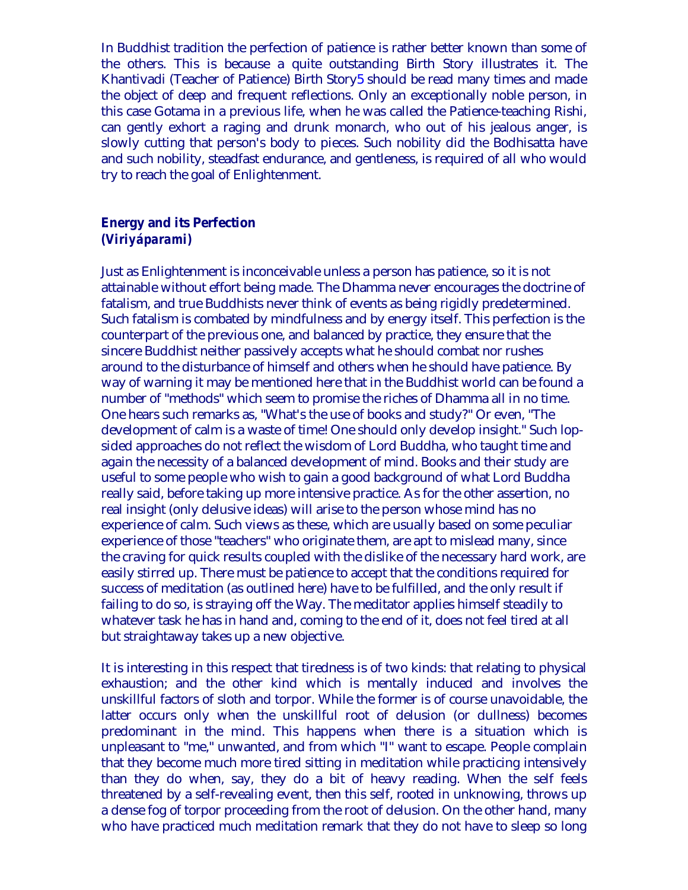In Buddhist tradition the perfection of patience is rather better known than some of the others. This is because a quite outstanding Birth Story illustrates it. The Khantivadi (Teacher of Patience) Birth Story5 should be read many times and made the object of deep and frequent reflections. Only an exceptionally noble person, in this case Gotama in a previous life, when he was called the Patience-teaching Rishi, can gently exhort a raging and drunk monarch, who out of his jealous anger, is slowly cutting that person's body to pieces. Such nobility did the Bodhisatta have and such nobility, steadfast endurance, and gentleness, is required of all who would try to reach the goal of Enlightenment.

### Energy and its Perfection
### *(Viriyáparami)*

Just as Enlightenment is inconceivable unless a person has patience, so it is not attainable without effort being made. The Dhamma never encourages the doctrine of fatalism, and true Buddhists never think of events as being rigidly predetermined. Such fatalism is combated by mindfulness and by energy itself. This perfection is the counterpart of the previous one, and balanced by practice, they ensure that the sincere Buddhist neither passively accepts what he should combat nor rushes around to the disturbance of himself and others when he should have patience. By way of warning it may be mentioned here that in the Buddhist world can be found a number of "methods" which seem to promise the riches of Dhamma all in no time. One hears such remarks as, "What's the use of books and study?" Or even, "The development of calm is a waste of time! One should only develop insight." Such lop-sided approaches do not reflect the wisdom of Lord Buddha, who taught time and again the necessity of a balanced development of mind. Books and their study are useful to some people who wish to gain a good background of what Lord Buddha really said, before taking up more intensive practice. As for the other assertion, no real insight (only delusive ideas) will arise to the person whose mind has no experience of calm. Such views as these, which are usually based on some peculiar experience of those "teachers" who originate them, are apt to mislead many, since the craving for quick results coupled with the dislike of the necessary hard work, are easily stirred up. There must be patience to accept that the conditions required for success of meditation (as outlined here) have to be fulfilled, and the only result if failing to do so, is straying off the Way. The meditator applies himself steadily to whatever task he has in hand and, coming to the end of it, does not feel tired at all but straightaway takes up a new objective.

It is interesting in this respect that tiredness is of two kinds: that relating to physical exhaustion; and the other kind which is mentally induced and involves the unskillful factors of sloth and torpor. While the former is of course unavoidable, the latter occurs only when the unskillful root of delusion (or dullness) becomes predominant in the mind. This happens when there is a situation which is unpleasant to "me," unwanted, and from which "I" want to escape. People complain that they become much more tired sitting in meditation while practicing intensively than they do when, say, they do a bit of heavy reading. When the self feels threatened by a self-revealing event, then this self, rooted in unknowing, throws up a dense fog of torpor proceeding from the root of delusion. On the other hand, many who have practiced much meditation remark that they do not have to sleep so long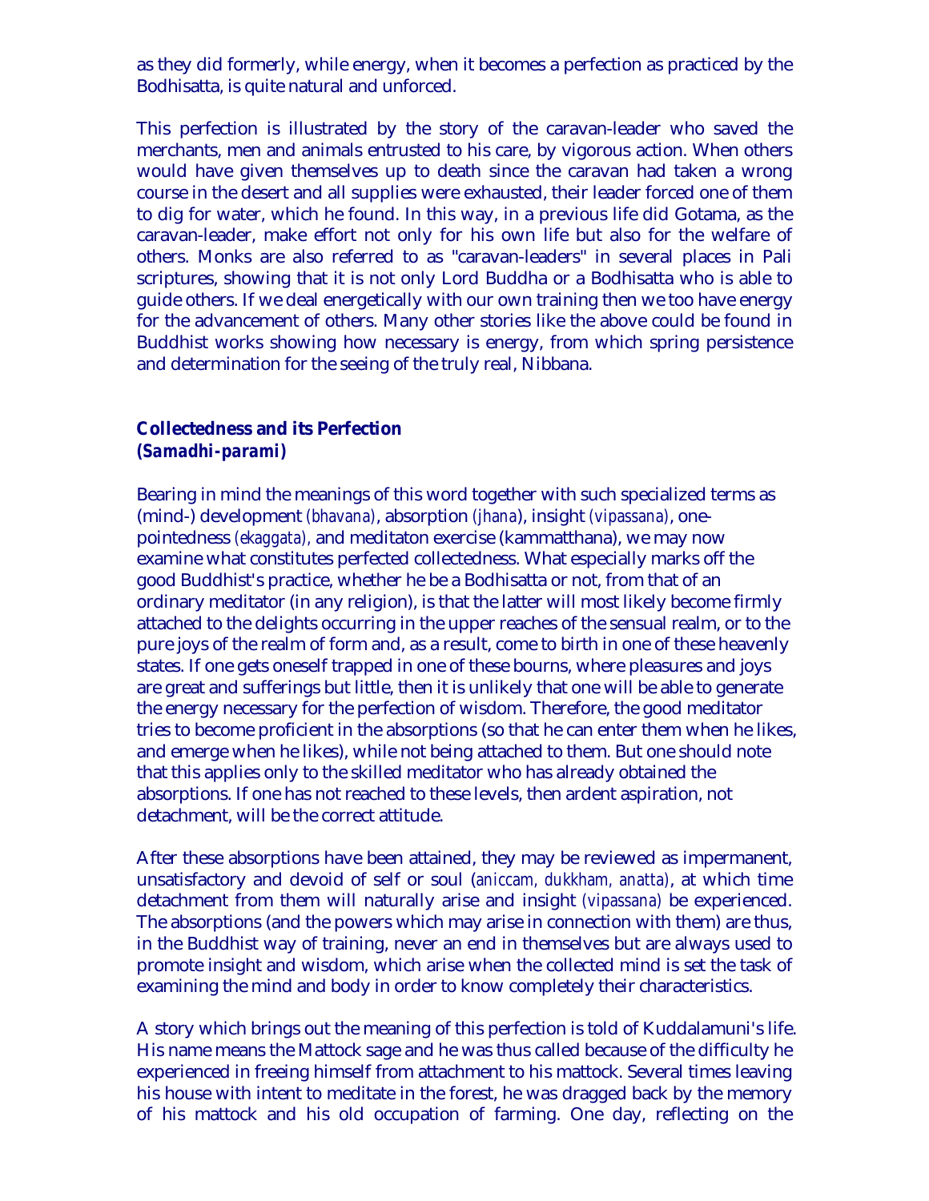as they did formerly, while energy, when it becomes a perfection as practiced by the Bodhisatta, is quite natural and unforced.

This perfection is illustrated by the story of the caravan-leader who saved the merchants, men and animals entrusted to his care, by vigorous action. When others would have given themselves up to death since the caravan had taken a wrong course in the desert and all supplies were exhausted, their leader forced one of them to dig for water, which he found. In this way, in a previous life did Gotama, as the caravan-leader, make effort not only for his own life but also for the welfare of others. Monks are also referred to as "caravan-leaders" in several places in Pali scriptures, showing that it is not only Lord Buddha or a Bodhisatta who is able to guide others. If we deal energetically with our own training then we too have energy for the advancement of others. Many other stories like the above could be found in Buddhist works showing how necessary is energy, from which spring persistence and determination for the seeing of the truly real, Nibbana.

### Collectedness and its Perfection
### *(Samadhi-parami)*

Bearing in mind the meanings of this word together with such specialized terms as (mind-) development *(bhavana)*, absorption *(jhana)*, insight *(vipassana)*, one-pointedness *(ekaggata),* and meditaton exercise (kammatthana), we may now examine what constitutes perfected collectedness. What especially marks off the good Buddhist's practice, whether he be a Bodhisatta or not, from that of an ordinary meditator (in any religion), is that the latter will most likely become firmly attached to the delights occurring in the upper reaches of the sensual realm, or to the pure joys of the realm of form and, as a result, come to birth in one of these heavenly states. If one gets oneself trapped in one of these bourns, where pleasures and joys are great and sufferings but little, then it is unlikely that one will be able to generate the energy necessary for the perfection of wisdom. Therefore, the good meditator tries to become proficient in the absorptions (so that he can enter them when he likes, and emerge when he likes), while not being attached to them. But one should note that this applies only to the skilled meditator who has already obtained the absorptions. If one has not reached to these levels, then ardent aspiration, not detachment, will be the correct attitude.

After these absorptions have been attained, they may be reviewed as impermanent, unsatisfactory and devoid of self or soul (*aniccam, dukkham, anatta*), at which time detachment from them will naturally arise and insight *(vipassana)* be experienced. The absorptions (and the powers which may arise in connection with them) are thus, in the Buddhist way of training, never an end in themselves but are always used to promote insight and wisdom, which arise when the collected mind is set the task of examining the mind and body in order to know completely their characteristics.

A story which brings out the meaning of this perfection is told of Kuddalamuni's life. His name means the Mattock sage and he was thus called because of the difficulty he experienced in freeing himself from attachment to his mattock. Several times leaving his house with intent to meditate in the forest, he was dragged back by the memory of his mattock and his old occupation of farming. One day, reflecting on the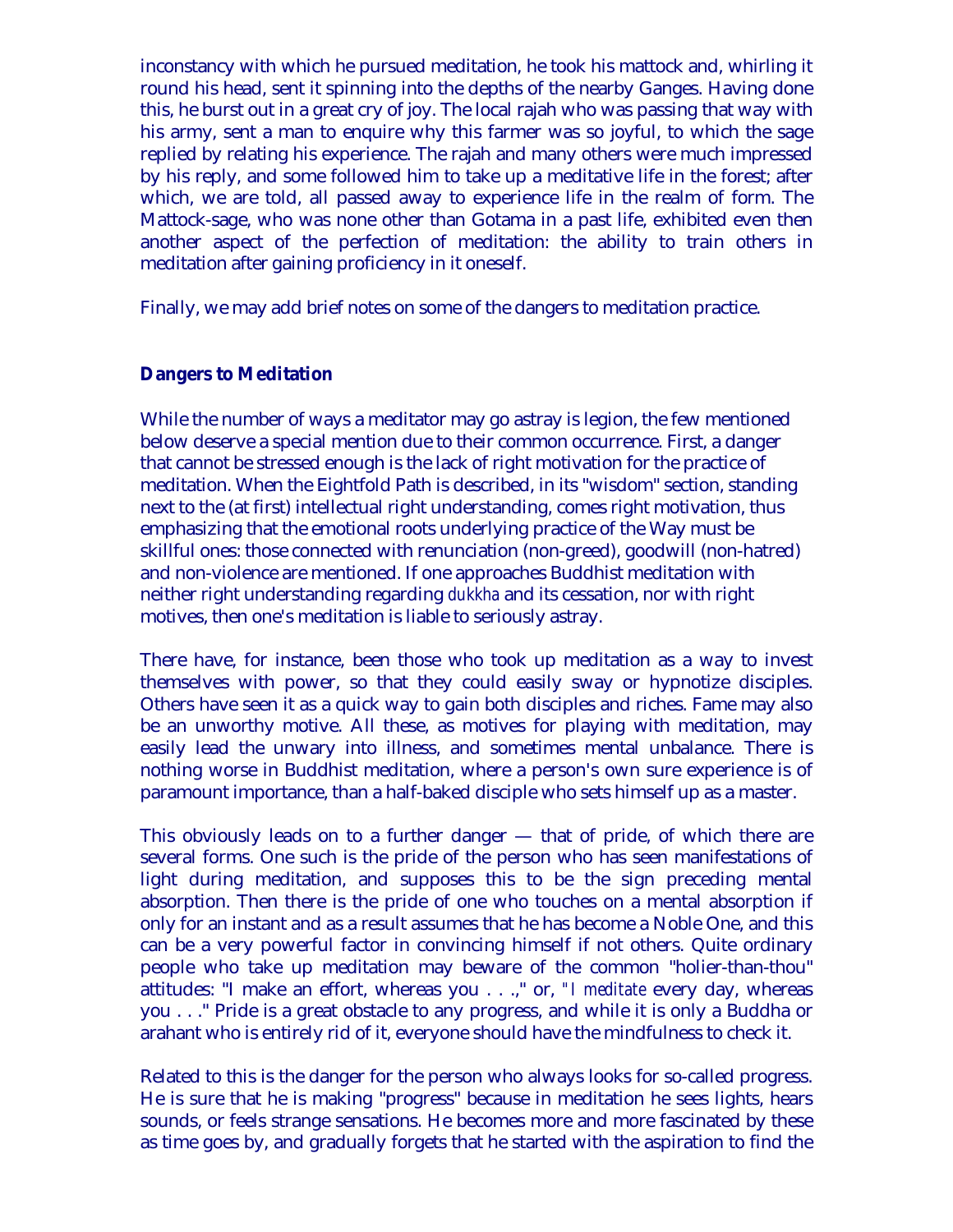inconstancy with which he pursued meditation, he took his mattock and, whirling it round his head, sent it spinning into the depths of the nearby Ganges. Having done this, he burst out in a great cry of joy. The local rajah who was passing that way with his army, sent a man to enquire why this farmer was so joyful, to which the sage replied by relating his experience. The rajah and many others were much impressed by his reply, and some followed him to take up a meditative life in the forest; after which, we are told, all passed away to experience life in the realm of form. The Mattock-sage, who was none other than Gotama in a past life, exhibited even then another aspect of the perfection of meditation: the ability to train others in meditation after gaining proficiency in it oneself.

Finally, we may add brief notes on some of the dangers to meditation practice.

## Dangers to Meditation

While the number of ways a meditator may go astray is legion, the few mentioned below deserve a special mention due to their common occurrence. First, a danger that cannot be stressed enough is the lack of right motivation for the practice of meditation. When the Eightfold Path is described, in its "wisdom" section, standing next to the (at first) intellectual right understanding, comes right motivation, thus emphasizing that the emotional roots underlying practice of the Way must be skillful ones: those connected with renunciation (non-greed), goodwill (non-hatred) and non-violence are mentioned. If one approaches Buddhist meditation with neither right understanding regarding *dukkha* and its cessation, nor with right motives, then one's meditation is liable to seriously astray.

There have, for instance, been those who took up meditation as a way to invest themselves with power, so that they could easily sway or hypnotize disciples. Others have seen it as a quick way to gain both disciples and riches. Fame may also be an unworthy motive. All these, as motives for playing with meditation, may easily lead the unwary into illness, and sometimes mental unbalance. There is nothing worse in Buddhist meditation, where a person's own sure experience is of paramount importance, than a half-baked disciple who sets himself up as a master.

This obviously leads on to a further danger — that of pride, of which there are several forms. One such is the pride of the person who has seen manifestations of light during meditation, and supposes this to be the sign preceding mental absorption. Then there is the pride of one who touches on a mental absorption if only for an instant and as a result assumes that he has become a Noble One, and this can be a very powerful factor in convincing himself if not others. Quite ordinary people who take up meditation may beware of the common "holier-than-thou" attitudes: "I make an effort, whereas you . . .," or, "*I meditate* every day, whereas you . . ." Pride is a great obstacle to any progress, and while it is only a Buddha or arahant who is entirely rid of it, everyone should have the mindfulness to check it.

Related to this is the danger for the person who always looks for so-called progress. He is sure that he is making "progress" because in meditation he sees lights, hears sounds, or feels strange sensations. He becomes more and more fascinated by these as time goes by, and gradually forgets that he started with the aspiration to find the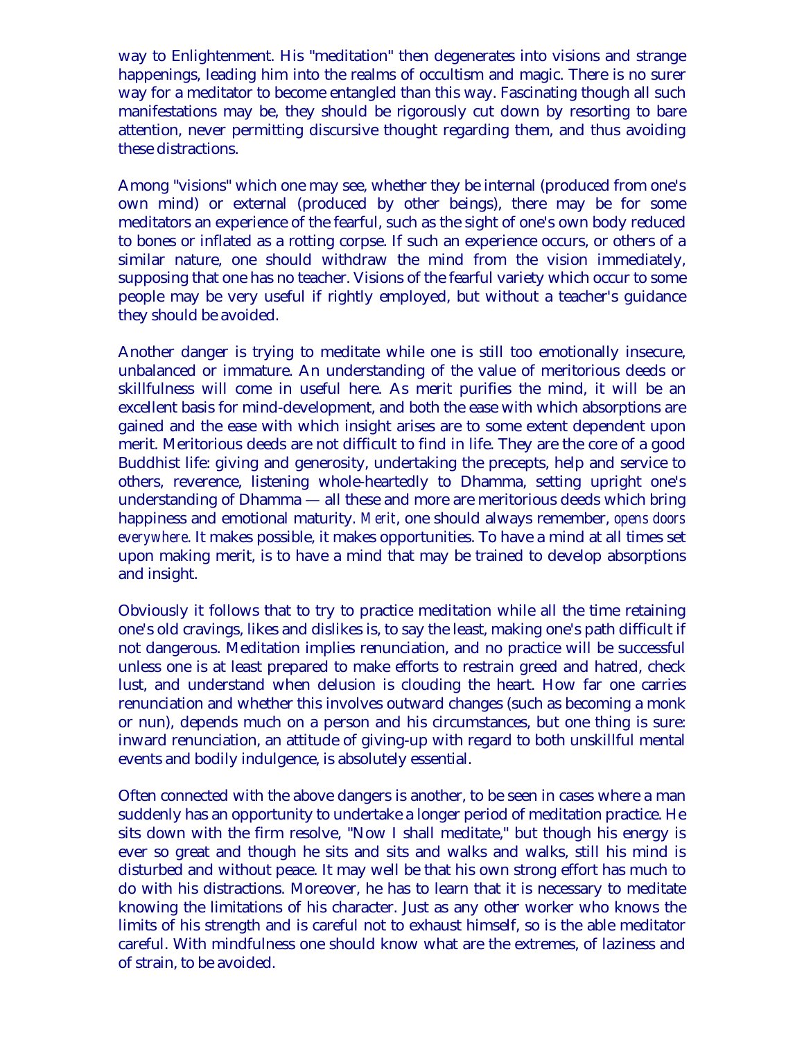way to Enlightenment. His "meditation" then degenerates into visions and strange happenings, leading him into the realms of occultism and magic. There is no surer way for a meditator to become entangled than this way. Fascinating though all such manifestations may be, they should be rigorously cut down by resorting to bare attention, never permitting discursive thought regarding them, and thus avoiding these distractions.

Among "visions" which one may see, whether they be internal (produced from one's own mind) or external (produced by other beings), there may be for some meditators an experience of the fearful, such as the sight of one's own body reduced to bones or inflated as a rotting corpse. If such an experience occurs, or others of a similar nature, one should withdraw the mind from the vision immediately, supposing that one has no teacher. Visions of the fearful variety which occur to some people may be very useful if rightly employed, but without a teacher's guidance they should be avoided.

Another danger is trying to meditate while one is still too emotionally insecure, unbalanced or immature. An understanding of the value of meritorious deeds or skillfulness will come in useful here. As merit purifies the mind, it will be an excellent basis for mind-development, and both the ease with which absorptions are gained and the ease with which insight arises are to some extent dependent upon merit. Meritorious deeds are not difficult to find in life. They are the core of a good Buddhist life: giving and generosity, undertaking the precepts, help and service to others, reverence, listening whole-heartedly to Dhamma, setting upright one's understanding of Dhamma — all these and more are meritorious deeds which bring happiness and emotional maturity. *Merit*, one should always remember, *opens doors everywhere*. It makes possible, it makes opportunities. To have a mind at all times set upon making merit, is to have a mind that may be trained to develop absorptions and insight.

Obviously it follows that to try to practice meditation while all the time retaining one's old cravings, likes and dislikes is, to say the least, making one's path difficult if not dangerous. Meditation implies renunciation, and no practice will be successful unless one is at least prepared to make efforts to restrain greed and hatred, check lust, and understand when delusion is clouding the heart. How far one carries renunciation and whether this involves outward changes (such as becoming a monk or nun), depends much on a person and his circumstances, but one thing is sure: inward renunciation, an attitude of giving-up with regard to both unskillful mental events and bodily indulgence, is absolutely essential.

Often connected with the above dangers is another, to be seen in cases where a man suddenly has an opportunity to undertake a longer period of meditation practice. He sits down with the firm resolve, "Now I shall meditate," but though his energy is ever so great and though he sits and sits and walks and walks, still his mind is disturbed and without peace. It may well be that his own strong effort has much to do with his distractions. Moreover, he has to learn that it is necessary to meditate knowing the limitations of his character. Just as any other worker who knows the limits of his strength and is careful not to exhaust himself, so is the able meditator careful. With mindfulness one should know what are the extremes, of laziness and of strain, to be avoided.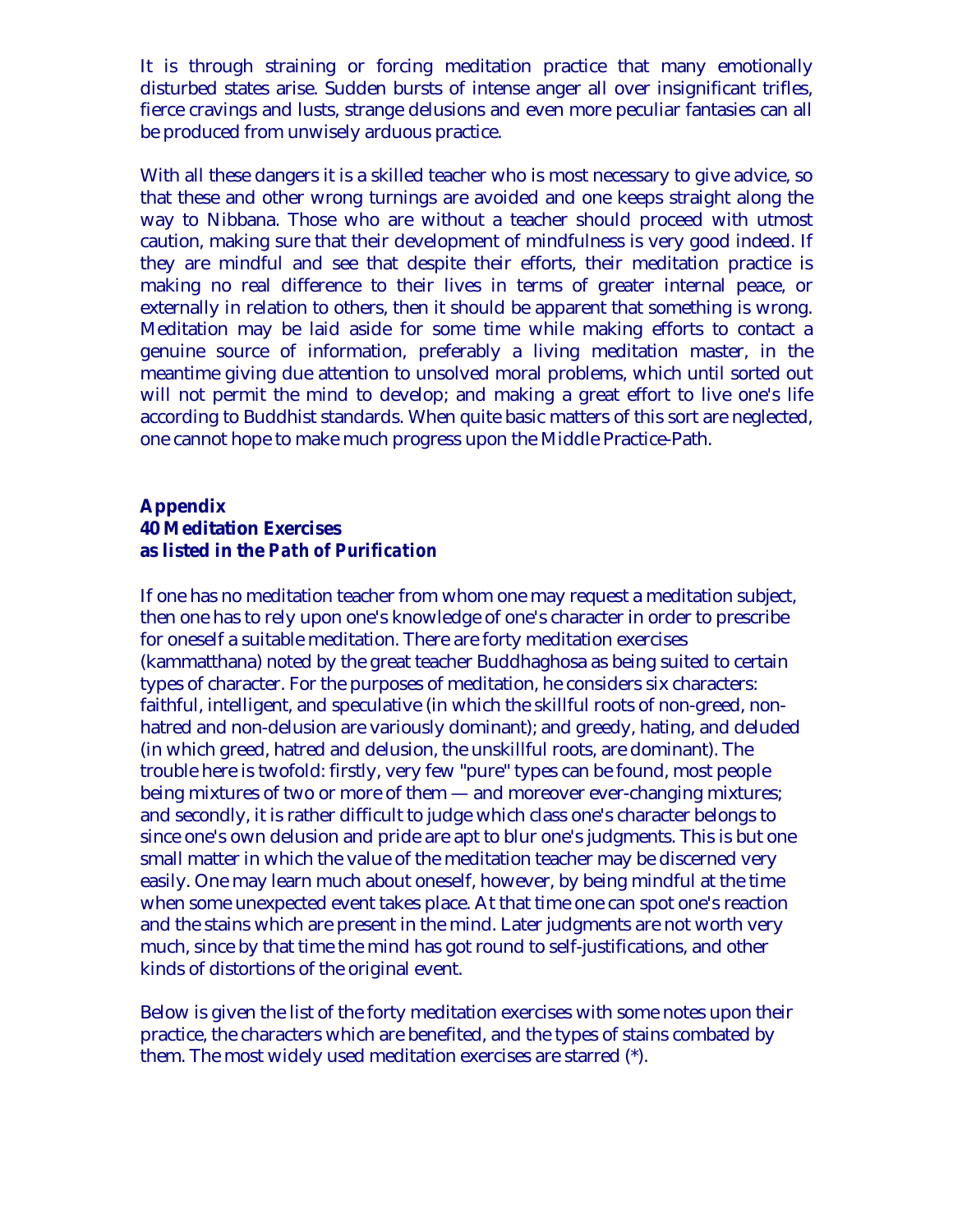It is through straining or forcing meditation practice that many emotionally disturbed states arise. Sudden bursts of intense anger all over insignificant trifles, fierce cravings and lusts, strange delusions and even more peculiar fantasies can all be produced from unwisely arduous practice.

With all these dangers it is a skilled teacher who is most necessary to give advice, so that these and other wrong turnings are avoided and one keeps straight along the way to Nibbana. Those who are without a teacher should proceed with utmost caution, making sure that their development of mindfulness is very good indeed. If they are mindful and see that despite their efforts, their meditation practice is making no real difference to their lives in terms of greater internal peace, or externally in relation to others, then it should be apparent that something is wrong. Meditation may be laid aside for some time while making efforts to contact a genuine source of information, preferably a living meditation master, in the meantime giving due attention to unsolved moral problems, which until sorted out will not permit the mind to develop; and making a great effort to live one's life according to Buddhist standards. When quite basic matters of this sort are neglected, one cannot hope to make much progress upon the Middle Practice-Path.

## Appendix
## 40 Meditation Exercises
## as listed in the *Path of Purification*

If one has no meditation teacher from whom one may request a meditation subject, then one has to rely upon one's knowledge of one's character in order to prescribe for oneself a suitable meditation. There are forty meditation exercises (kammatthana) noted by the great teacher Buddhaghosa as being suited to certain types of character. For the purposes of meditation, he considers six characters: faithful, intelligent, and speculative (in which the skillful roots of non-greed, non-hatred and non-delusion are variously dominant); and greedy, hating, and deluded (in which greed, hatred and delusion, the unskillful roots, are dominant). The trouble here is twofold: firstly, very few "pure" types can be found, most people being mixtures of two or more of them — and moreover ever-changing mixtures; and secondly, it is rather difficult to judge which class one's character belongs to since one's own delusion and pride are apt to blur one's judgments. This is but one small matter in which the value of the meditation teacher may be discerned very easily. One may learn much about oneself, however, by being mindful at the time when some unexpected event takes place. At that time one can spot one's reaction and the stains which are present in the mind. Later judgments are not worth very much, since by that time the mind has got round to self-justifications, and other kinds of distortions of the original event.

Below is given the list of the forty meditation exercises with some notes upon their practice, the characters which are benefited, and the types of stains combated by them. The most widely used meditation exercises are starred (*).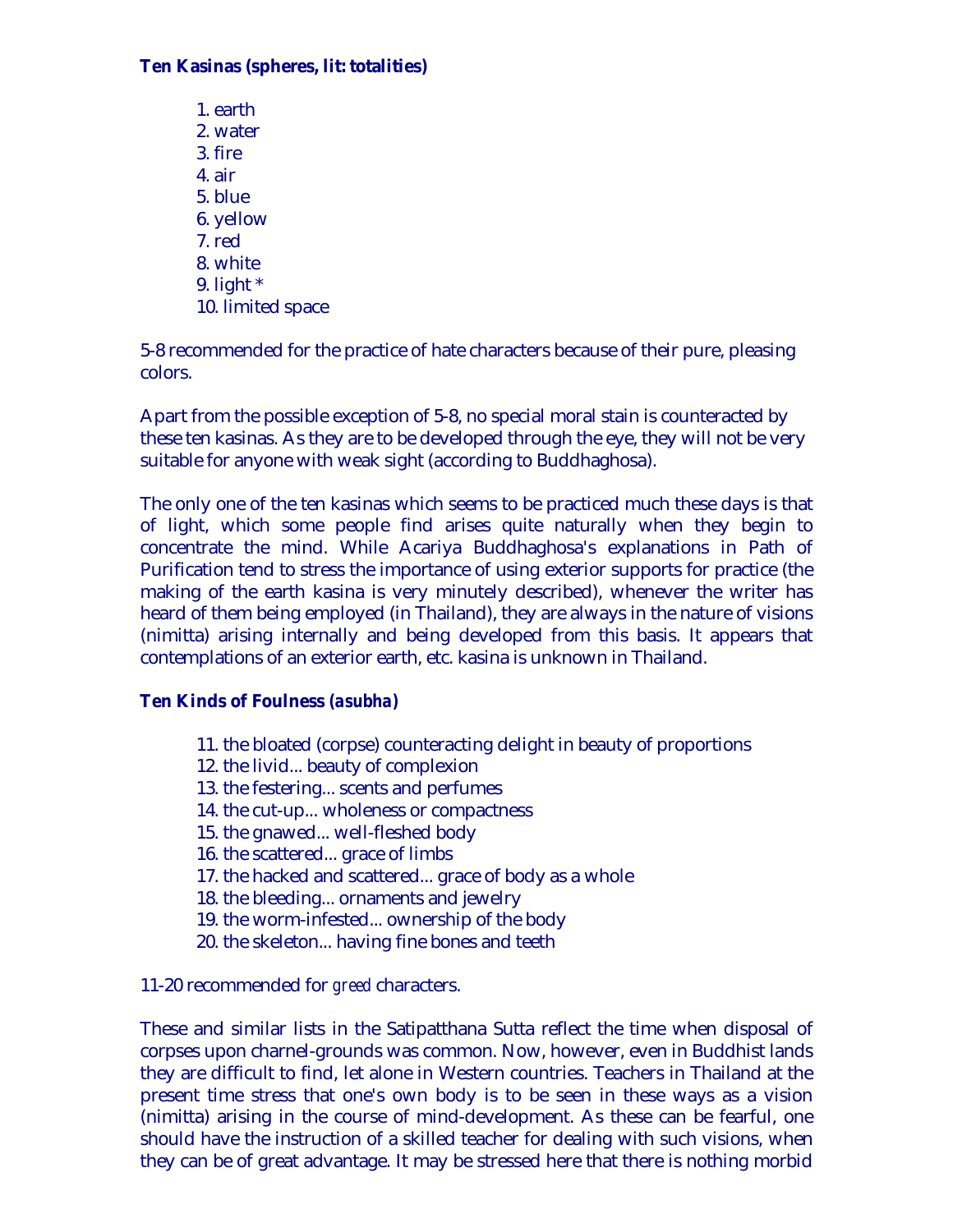**Ten Kasinas (spheres, lit: totalities)**

1. earth
2. water
3. fire
4. air
5. blue
6. yellow
7. red
8. white
9. light *
10. limited space

5-8 recommended for the practice of hate characters because of their pure, pleasing colors.

Apart from the possible exception of 5-8, no special moral stain is counteracted by these ten kasinas. As they are to be developed through the eye, they will not be very suitable for anyone with weak sight (according to Buddhaghosa).

The only one of the ten kasinas which seems to be practiced much these days is that of light, which some people find arises quite naturally when they begin to concentrate the mind. While Acariya Buddhaghosa's explanations in Path of Purification tend to stress the importance of using exterior supports for practice (the making of the earth kasina is very minutely described), whenever the writer has heard of them being employed (in Thailand), they are always in the nature of visions (nimitta) arising internally and being developed from this basis. It appears that contemplations of an exterior earth, etc. kasina is unknown in Thailand.

**Ten Kinds of Foulness (*asubha*)**

11. the bloated (corpse) counteracting delight in beauty of proportions
12. the livid... beauty of complexion
13. the festering... scents and perfumes
14. the cut-up... wholeness or compactness
15. the gnawed... well-fleshed body
16. the scattered... grace of limbs
17. the hacked and scattered... grace of body as a whole
18. the bleeding... ornaments and jewelry
19. the worm-infested... ownership of the body
20. the skeleton... having fine bones and teeth

11-20 recommended for *greed* characters.

These and similar lists in the Satipatthana Sutta reflect the time when disposal of corpses upon charnel-grounds was common. Now, however, even in Buddhist lands they are difficult to find, let alone in Western countries. Teachers in Thailand at the present time stress that one's own body is to be seen in these ways as a vision (nimitta) arising in the course of mind-development. As these can be fearful, one should have the instruction of a skilled teacher for dealing with such visions, when they can be of great advantage. It may be stressed here that there is nothing morbid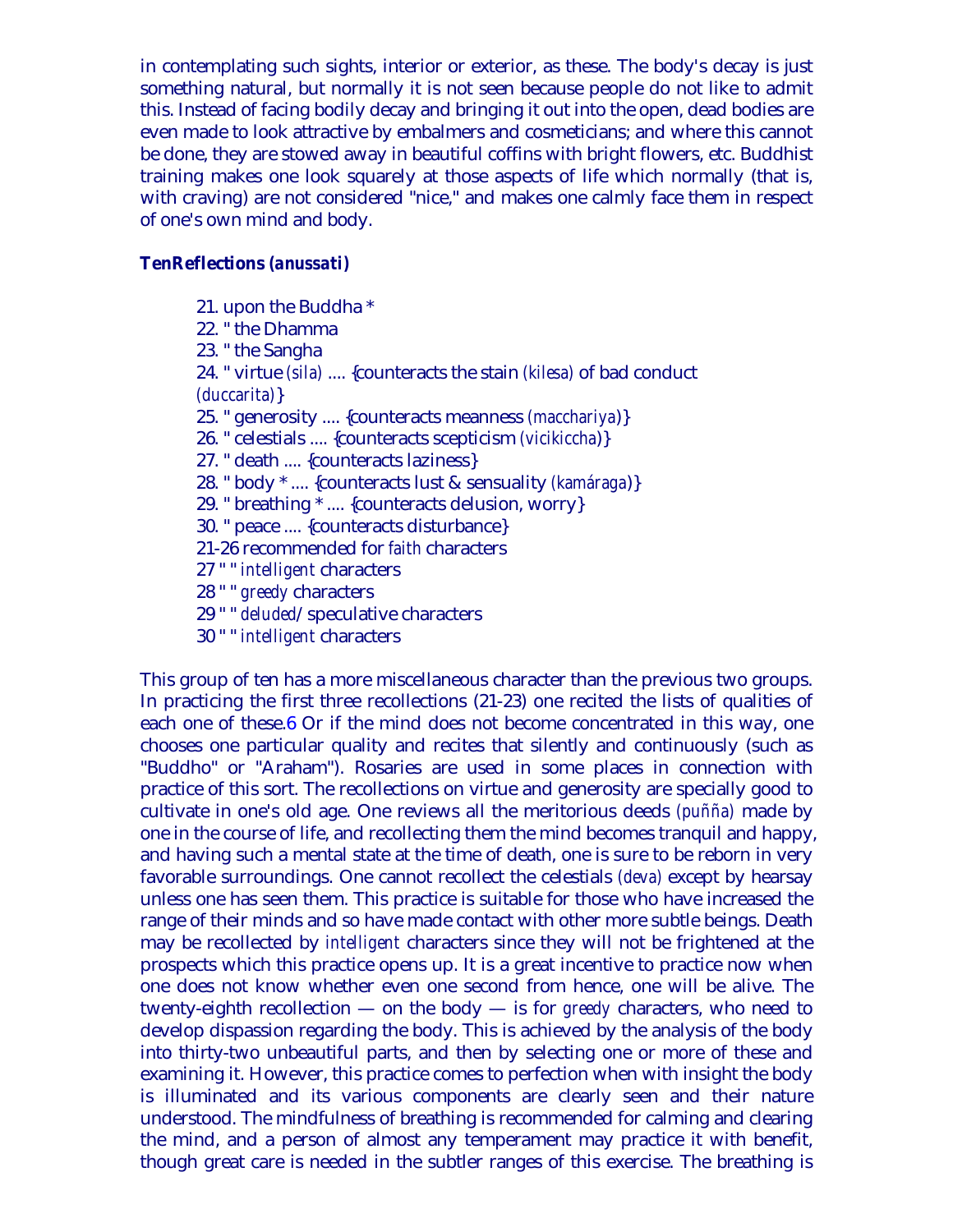in contemplating such sights, interior or exterior, as these. The body's decay is just something natural, but normally it is not seen because people do not like to admit this. Instead of facing bodily decay and bringing it out into the open, dead bodies are even made to look attractive by embalmers and cosmeticians; and where this cannot be done, they are stowed away in beautiful coffins with bright flowers, etc. Buddhist training makes one look squarely at those aspects of life which normally (that is, with craving) are not considered "nice," and makes one calmly face them in respect of one's own mind and body.

***TenReflections (anussati)***

21. upon the Buddha *
22. " the Dhamma
23. " the Sangha
24. " virtue *(sila)* .... {counteracts the stain *(kilesa)* of bad conduct *(duccarita)*}
25. " generosity .... {counteracts meanness *(macchariya)*}
26. " celestials .... {counteracts scepticism *(vicikiccha)*}
27. " death .... {counteracts laziness}
28. " body * .... {counteracts lust & sensuality *(kamáraga)*}
29. " breathing * .... {counteracts delusion, worry}
30. " peace .... {counteracts disturbance}

21-26 recommended for *faith* characters
27 " " *intelligent* characters
28 " " *greedy* characters
29 " " *deluded*/speculative characters
30 " " *intelligent* characters

This group of ten has a more miscellaneous character than the previous two groups. In practicing the first three recollections (21-23) one recited the lists of qualities of each one of these.6 Or if the mind does not become concentrated in this way, one chooses one particular quality and recites that silently and continuously (such as "Buddho" or "Araham"). Rosaries are used in some places in connection with practice of this sort. The recollections on virtue and generosity are specially good to cultivate in one's old age. One reviews all the meritorious deeds *(puñña)* made by one in the course of life, and recollecting them the mind becomes tranquil and happy, and having such a mental state at the time of death, one is sure to be reborn in very favorable surroundings. One cannot recollect the celestials *(deva)* except by hearsay unless one has seen them. This practice is suitable for those who have increased the range of their minds and so have made contact with other more subtle beings. Death may be recollected by *intelligent* characters since they will not be frightened at the prospects which this practice opens up. It is a great incentive to practice now when one does not know whether even one second from hence, one will be alive. The twenty-eighth recollection — on the body — is for *greedy* characters, who need to develop dispassion regarding the body. This is achieved by the analysis of the body into thirty-two unbeautiful parts, and then by selecting one or more of these and examining it. However, this practice comes to perfection when with insight the body is illuminated and its various components are clearly seen and their nature understood. The mindfulness of breathing is recommended for calming and clearing the mind, and a person of almost any temperament may practice it with benefit, though great care is needed in the subtler ranges of this exercise. The breathing is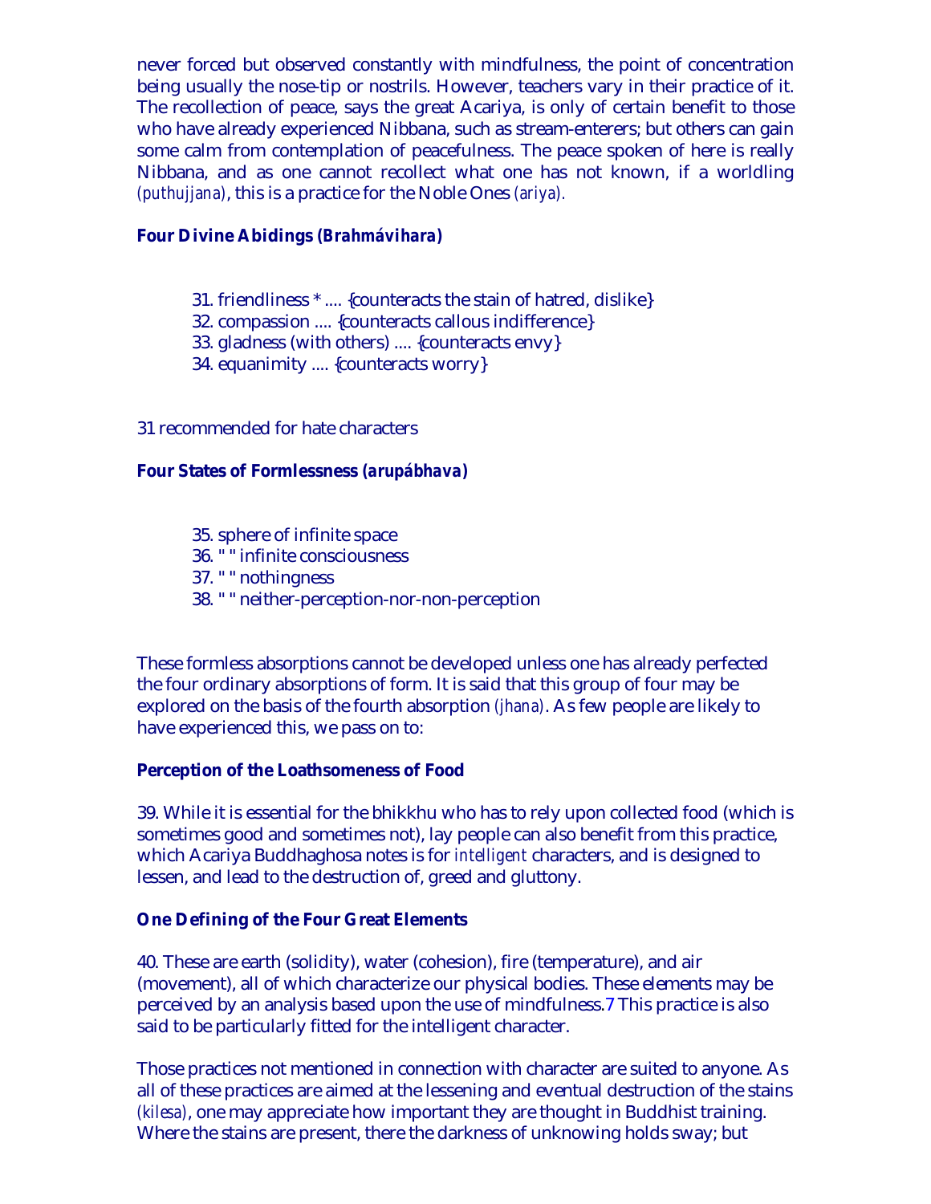never forced but observed constantly with mindfulness, the point of concentration being usually the nose-tip or nostrils. However, teachers vary in their practice of it. The recollection of peace, says the great Acariya, is only of certain benefit to those who have already experienced Nibbana, such as stream-enterers; but others can gain some calm from contemplation of peacefulness. The peace spoken of here is really Nibbana, and as one cannot recollect what one has not known, if a worldling *(puthujjana)*, this is a practice for the Noble Ones *(ariya)*.

### Four Divine Abidings (*Brahmávihara*)

31. friendliness * .... {counteracts the stain of hatred, dislike}
32. compassion .... {counteracts callous indifference}
33. gladness (with others) .... {counteracts envy}
34. equanimity .... {counteracts worry}

31 recommended for hate characters

### Four States of Formlessness (*arupábhava*)

35. sphere of infinite space
36. " " infinite consciousness
37. " " nothingness
38. " " neither-perception-nor-non-perception

These formless absorptions cannot be developed unless one has already perfected the four ordinary absorptions of form. It is said that this group of four may be explored on the basis of the fourth absorption *(jhana)*. As few people are likely to have experienced this, we pass on to:

### Perception of the Loathsomeness of Food

39. While it is essential for the bhikkhu who has to rely upon collected food (which is sometimes good and sometimes not), lay people can also benefit from this practice, which Acariya Buddhaghosa notes is for *intelligent* characters, and is designed to lessen, and lead to the destruction of, greed and gluttony.

### One Defining of the Four Great Elements

40. These are earth (solidity), water (cohesion), fire (temperature), and air (movement), all of which characterize our physical bodies. These elements may be perceived by an analysis based upon the use of mindfulness.7 This practice is also said to be particularly fitted for the intelligent character.

Those practices not mentioned in connection with character are suited to anyone. As all of these practices are aimed at the lessening and eventual destruction of the stains *(kilesa)*, one may appreciate how important they are thought in Buddhist training. Where the stains are present, there the darkness of unknowing holds sway; but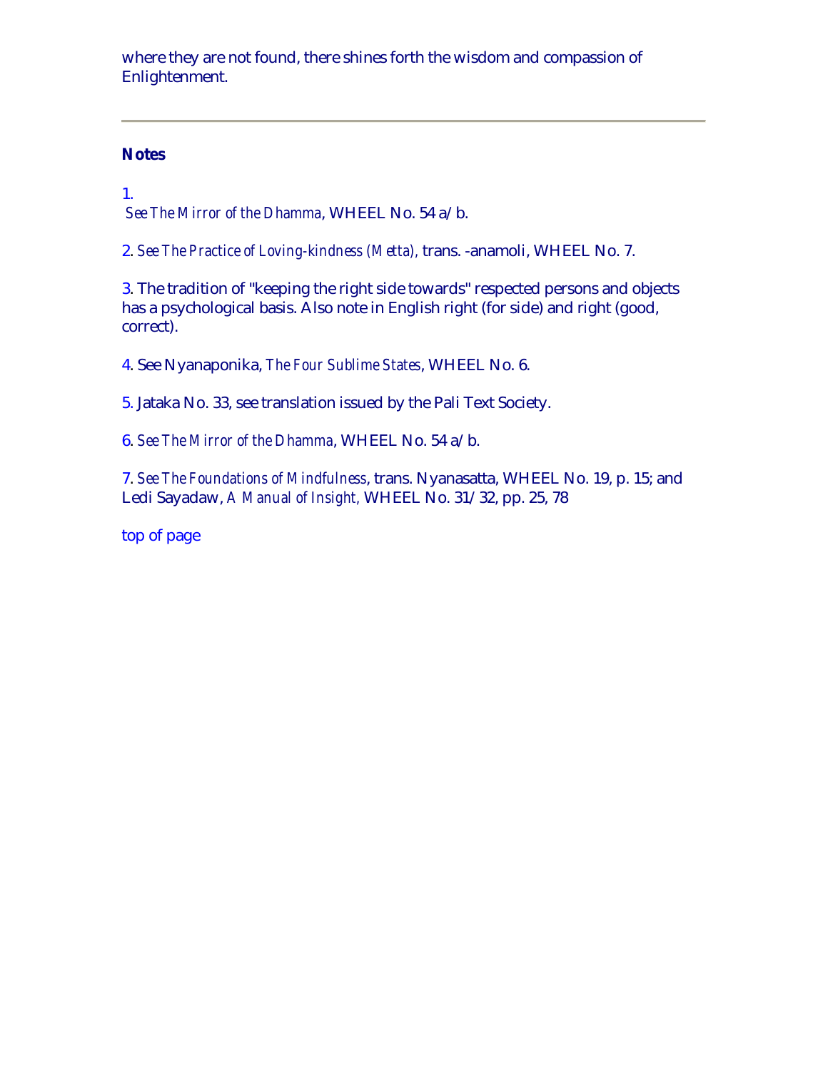where they are not found, there shines forth the wisdom and compassion of Enlightenment.

---

**Notes**

1. *See The Mirror of the Dhamma*, WHEEL No. 54 a/b.

2. *See The Practice of Loving-kindness (Metta),* trans. -anamoli, WHEEL No. 7.

3. The tradition of "keeping the right side towards" respected persons and objects has a psychological basis. Also note in English right (for side) and right (good, correct).

4. See Nyanaponika, *The Four Sublime States*, WHEEL No. 6.

5. Jataka No. 33, see translation issued by the Pali Text Society.

6. *See The Mirror of the Dhamma*, WHEEL No. 54 a/b.

7. *See The Foundations of Mindfulness*, trans. Nyanasatta, WHEEL No. 19, p. 15; and Ledi Sayadaw, *A Manual of Insight,* WHEEL No. 31/32, pp. 25, 78

top of page